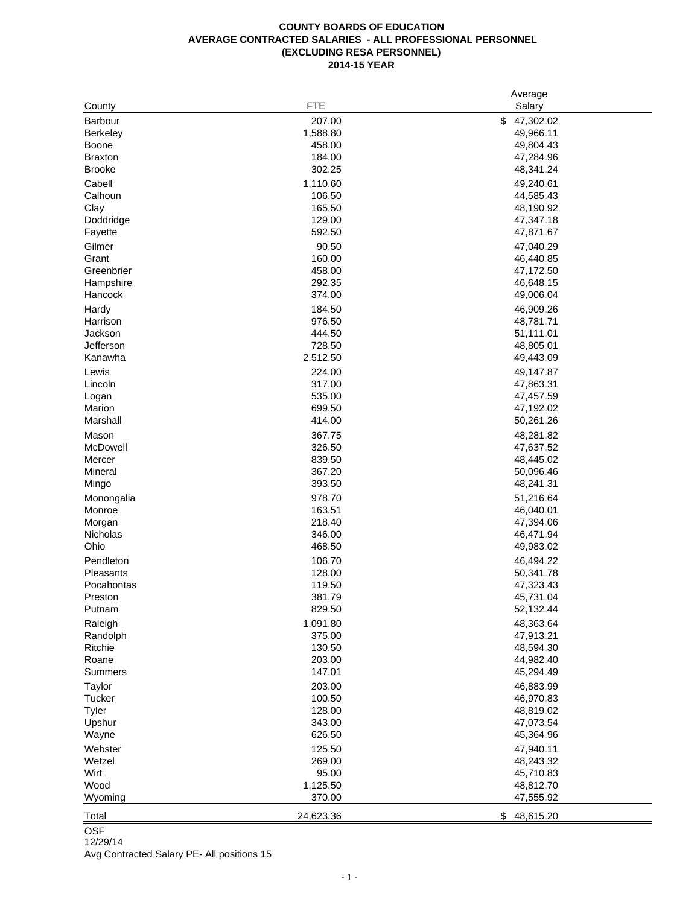**COUNTY BOARDS OF EDUCATION**
**AVERAGE CONTRACTED SALARIES - ALL PROFESSIONAL PERSONNEL**
**(EXCLUDING RESA PERSONNEL)**
**2014-15 YEAR**

| County | FTE | Average Salary |
|---|---|---|
| Barbour | 207.00 | $ 47,302.02 |
| Berkeley | 1,588.80 | 49,966.11 |
| Boone | 458.00 | 49,804.43 |
| Braxton | 184.00 | 47,284.96 |
| Brooke | 302.25 | 48,341.24 |
| Cabell | 1,110.60 | 49,240.61 |
| Calhoun | 106.50 | 44,585.43 |
| Clay | 165.50 | 48,190.92 |
| Doddridge | 129.00 | 47,347.18 |
| Fayette | 592.50 | 47,871.67 |
| Gilmer | 90.50 | 47,040.29 |
| Grant | 160.00 | 46,440.85 |
| Greenbrier | 458.00 | 47,172.50 |
| Hampshire | 292.35 | 46,648.15 |
| Hancock | 374.00 | 49,006.04 |
| Hardy | 184.50 | 46,909.26 |
| Harrison | 976.50 | 48,781.71 |
| Jackson | 444.50 | 51,111.01 |
| Jefferson | 728.50 | 48,805.01 |
| Kanawha | 2,512.50 | 49,443.09 |
| Lewis | 224.00 | 49,147.87 |
| Lincoln | 317.00 | 47,863.31 |
| Logan | 535.00 | 47,457.59 |
| Marion | 699.50 | 47,192.02 |
| Marshall | 414.00 | 50,261.26 |
| Mason | 367.75 | 48,281.82 |
| McDowell | 326.50 | 47,637.52 |
| Mercer | 839.50 | 48,445.02 |
| Mineral | 367.20 | 50,096.46 |
| Mingo | 393.50 | 48,241.31 |
| Monongalia | 978.70 | 51,216.64 |
| Monroe | 163.51 | 46,040.01 |
| Morgan | 218.40 | 47,394.06 |
| Nicholas | 346.00 | 46,471.94 |
| Ohio | 468.50 | 49,983.02 |
| Pendleton | 106.70 | 46,494.22 |
| Pleasants | 128.00 | 50,341.78 |
| Pocahontas | 119.50 | 47,323.43 |
| Preston | 381.79 | 45,731.04 |
| Putnam | 829.50 | 52,132.44 |
| Raleigh | 1,091.80 | 48,363.64 |
| Randolph | 375.00 | 47,913.21 |
| Ritchie | 130.50 | 48,594.30 |
| Roane | 203.00 | 44,982.40 |
| Summers | 147.01 | 45,294.49 |
| Taylor | 203.00 | 46,883.99 |
| Tucker | 100.50 | 46,970.83 |
| Tyler | 128.00 | 48,819.02 |
| Upshur | 343.00 | 47,073.54 |
| Wayne | 626.50 | 45,364.96 |
| Webster | 125.50 | 47,940.11 |
| Wetzel | 269.00 | 48,243.32 |
| Wirt | 95.00 | 45,710.83 |
| Wood | 1,125.50 | 48,812.70 |
| Wyoming | 370.00 | 47,555.92 |
| Total | 24,623.36 | $ 48,615.20 |

OSF
12/29/14
Avg Contracted Salary PE- All positions 15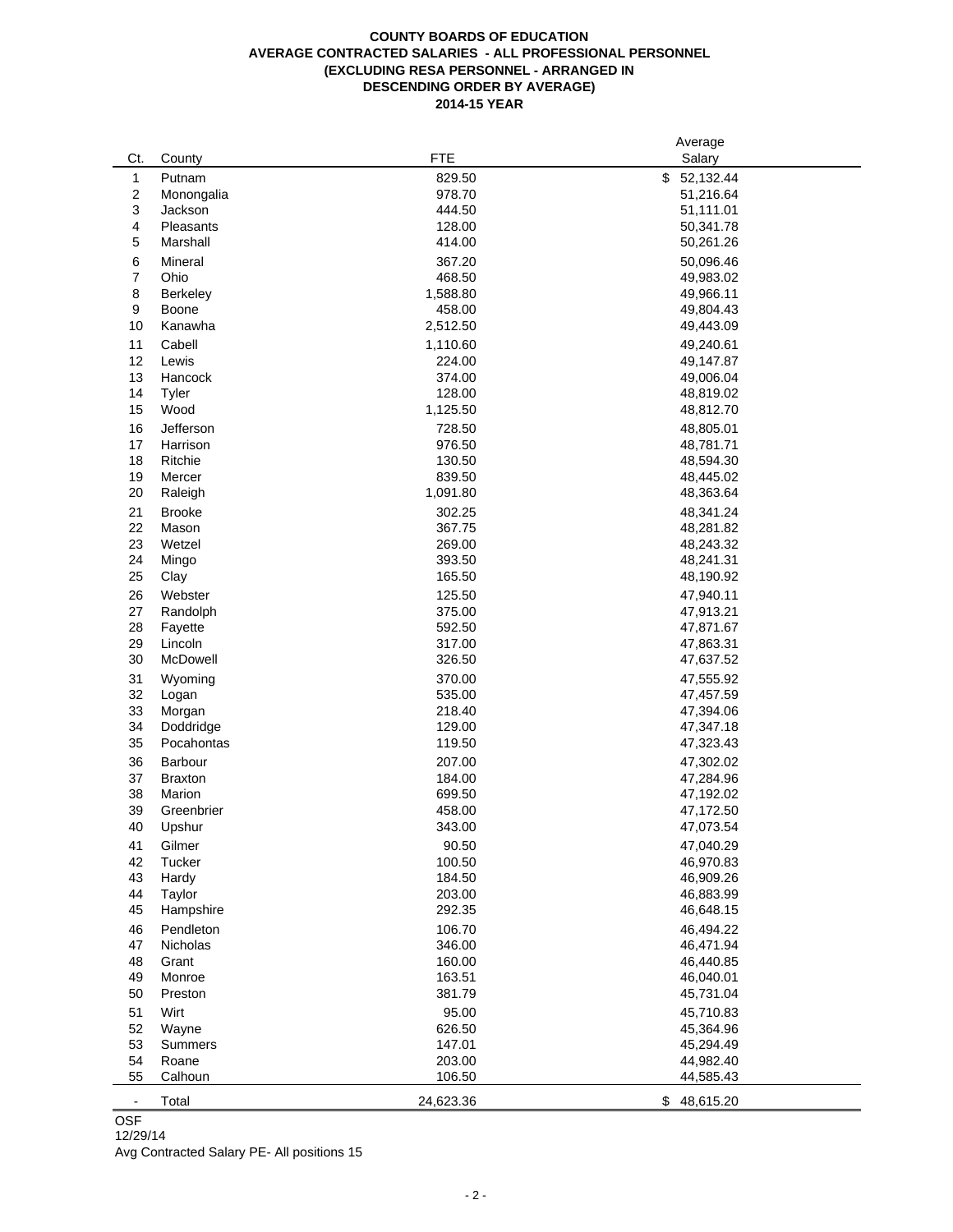**COUNTY BOARDS OF EDUCATION**
**AVERAGE CONTRACTED SALARIES - ALL PROFESSIONAL PERSONNEL**
**(EXCLUDING RESA PERSONNEL - ARRANGED IN**
**DESCENDING ORDER BY AVERAGE)**
**2014-15 YEAR**

| Ct. | County | FTE | Average Salary |
|---|---|---|---|
| 1 | Putnam | 829.50 | $ 52,132.44 |
| 2 | Monongalia | 978.70 | 51,216.64 |
| 3 | Jackson | 444.50 | 51,111.01 |
| 4 | Pleasants | 128.00 | 50,341.78 |
| 5 | Marshall | 414.00 | 50,261.26 |
| 6 | Mineral | 367.20 | 50,096.46 |
| 7 | Ohio | 468.50 | 49,983.02 |
| 8 | Berkeley | 1,588.80 | 49,966.11 |
| 9 | Boone | 458.00 | 49,804.43 |
| 10 | Kanawha | 2,512.50 | 49,443.09 |
| 11 | Cabell | 1,110.60 | 49,240.61 |
| 12 | Lewis | 224.00 | 49,147.87 |
| 13 | Hancock | 374.00 | 49,006.04 |
| 14 | Tyler | 128.00 | 48,819.02 |
| 15 | Wood | 1,125.50 | 48,812.70 |
| 16 | Jefferson | 728.50 | 48,805.01 |
| 17 | Harrison | 976.50 | 48,781.71 |
| 18 | Ritchie | 130.50 | 48,594.30 |
| 19 | Mercer | 839.50 | 48,445.02 |
| 20 | Raleigh | 1,091.80 | 48,363.64 |
| 21 | Brooke | 302.25 | 48,341.24 |
| 22 | Mason | 367.75 | 48,281.82 |
| 23 | Wetzel | 269.00 | 48,243.32 |
| 24 | Mingo | 393.50 | 48,241.31 |
| 25 | Clay | 165.50 | 48,190.92 |
| 26 | Webster | 125.50 | 47,940.11 |
| 27 | Randolph | 375.00 | 47,913.21 |
| 28 | Fayette | 592.50 | 47,871.67 |
| 29 | Lincoln | 317.00 | 47,863.31 |
| 30 | McDowell | 326.50 | 47,637.52 |
| 31 | Wyoming | 370.00 | 47,555.92 |
| 32 | Logan | 535.00 | 47,457.59 |
| 33 | Morgan | 218.40 | 47,394.06 |
| 34 | Doddridge | 129.00 | 47,347.18 |
| 35 | Pocahontas | 119.50 | 47,323.43 |
| 36 | Barbour | 207.00 | 47,302.02 |
| 37 | Braxton | 184.00 | 47,284.96 |
| 38 | Marion | 699.50 | 47,192.02 |
| 39 | Greenbrier | 458.00 | 47,172.50 |
| 40 | Upshur | 343.00 | 47,073.54 |
| 41 | Gilmer | 90.50 | 47,040.29 |
| 42 | Tucker | 100.50 | 46,970.83 |
| 43 | Hardy | 184.50 | 46,909.26 |
| 44 | Taylor | 203.00 | 46,883.99 |
| 45 | Hampshire | 292.35 | 46,648.15 |
| 46 | Pendleton | 106.70 | 46,494.22 |
| 47 | Nicholas | 346.00 | 46,471.94 |
| 48 | Grant | 160.00 | 46,440.85 |
| 49 | Monroe | 163.51 | 46,040.01 |
| 50 | Preston | 381.79 | 45,731.04 |
| 51 | Wirt | 95.00 | 45,710.83 |
| 52 | Wayne | 626.50 | 45,364.96 |
| 53 | Summers | 147.01 | 45,294.49 |
| 54 | Roane | 203.00 | 44,982.40 |
| 55 | Calhoun | 106.50 | 44,585.43 |
| - | Total | 24,623.36 | $ 48,615.20 |

OSF
12/29/14
Avg Contracted Salary PE- All positions 15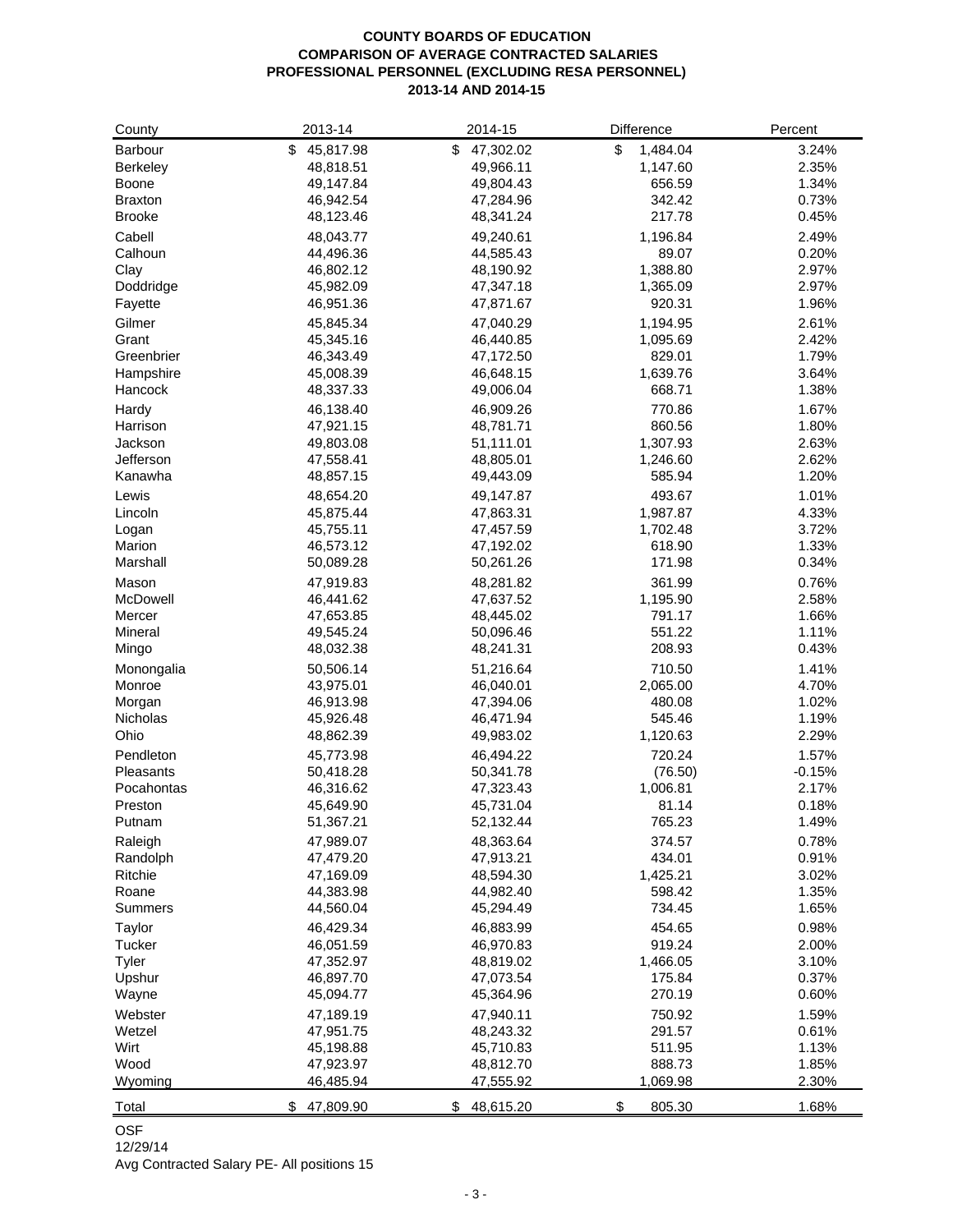**COUNTY BOARDS OF EDUCATION**
**COMPARISON OF AVERAGE CONTRACTED SALARIES**
**PROFESSIONAL PERSONNEL (EXCLUDING RESA PERSONNEL)**
**2013-14 AND 2014-15**

| County | 2013-14 | 2014-15 | Difference | Percent |
|---|---|---|---|---|
| Barbour | $ 45,817.98 | $ 47,302.02 | $ 1,484.04 | 3.24% |
| Berkeley | 48,818.51 | 49,966.11 | 1,147.60 | 2.35% |
| Boone | 49,147.84 | 49,804.43 | 656.59 | 1.34% |
| Braxton | 46,942.54 | 47,284.96 | 342.42 | 0.73% |
| Brooke | 48,123.46 | 48,341.24 | 217.78 | 0.45% |
| Cabell | 48,043.77 | 49,240.61 | 1,196.84 | 2.49% |
| Calhoun | 44,496.36 | 44,585.43 | 89.07 | 0.20% |
| Clay | 46,802.12 | 48,190.92 | 1,388.80 | 2.97% |
| Doddridge | 45,982.09 | 47,347.18 | 1,365.09 | 2.97% |
| Fayette | 46,951.36 | 47,871.67 | 920.31 | 1.96% |
| Gilmer | 45,845.34 | 47,040.29 | 1,194.95 | 2.61% |
| Grant | 45,345.16 | 46,440.85 | 1,095.69 | 2.42% |
| Greenbrier | 46,343.49 | 47,172.50 | 829.01 | 1.79% |
| Hampshire | 45,008.39 | 46,648.15 | 1,639.76 | 3.64% |
| Hancock | 48,337.33 | 49,006.04 | 668.71 | 1.38% |
| Hardy | 46,138.40 | 46,909.26 | 770.86 | 1.67% |
| Harrison | 47,921.15 | 48,781.71 | 860.56 | 1.80% |
| Jackson | 49,803.08 | 51,111.01 | 1,307.93 | 2.63% |
| Jefferson | 47,558.41 | 48,805.01 | 1,246.60 | 2.62% |
| Kanawha | 48,857.15 | 49,443.09 | 585.94 | 1.20% |
| Lewis | 48,654.20 | 49,147.87 | 493.67 | 1.01% |
| Lincoln | 45,875.44 | 47,863.31 | 1,987.87 | 4.33% |
| Logan | 45,755.11 | 47,457.59 | 1,702.48 | 3.72% |
| Marion | 46,573.12 | 47,192.02 | 618.90 | 1.33% |
| Marshall | 50,089.28 | 50,261.26 | 171.98 | 0.34% |
| Mason | 47,919.83 | 48,281.82 | 361.99 | 0.76% |
| McDowell | 46,441.62 | 47,637.52 | 1,195.90 | 2.58% |
| Mercer | 47,653.85 | 48,445.02 | 791.17 | 1.66% |
| Mineral | 49,545.24 | 50,096.46 | 551.22 | 1.11% |
| Mingo | 48,032.38 | 48,241.31 | 208.93 | 0.43% |
| Monongalia | 50,506.14 | 51,216.64 | 710.50 | 1.41% |
| Monroe | 43,975.01 | 46,040.01 | 2,065.00 | 4.70% |
| Morgan | 46,913.98 | 47,394.06 | 480.08 | 1.02% |
| Nicholas | 45,926.48 | 46,471.94 | 545.46 | 1.19% |
| Ohio | 48,862.39 | 49,983.02 | 1,120.63 | 2.29% |
| Pendleton | 45,773.98 | 46,494.22 | 720.24 | 1.57% |
| Pleasants | 50,418.28 | 50,341.78 | (76.50) | -0.15% |
| Pocahontas | 46,316.62 | 47,323.43 | 1,006.81 | 2.17% |
| Preston | 45,649.90 | 45,731.04 | 81.14 | 0.18% |
| Putnam | 51,367.21 | 52,132.44 | 765.23 | 1.49% |
| Raleigh | 47,989.07 | 48,363.64 | 374.57 | 0.78% |
| Randolph | 47,479.20 | 47,913.21 | 434.01 | 0.91% |
| Ritchie | 47,169.09 | 48,594.30 | 1,425.21 | 3.02% |
| Roane | 44,383.98 | 44,982.40 | 598.42 | 1.35% |
| Summers | 44,560.04 | 45,294.49 | 734.45 | 1.65% |
| Taylor | 46,429.34 | 46,883.99 | 454.65 | 0.98% |
| Tucker | 46,051.59 | 46,970.83 | 919.24 | 2.00% |
| Tyler | 47,352.97 | 48,819.02 | 1,466.05 | 3.10% |
| Upshur | 46,897.70 | 47,073.54 | 175.84 | 0.37% |
| Wayne | 45,094.77 | 45,364.96 | 270.19 | 0.60% |
| Webster | 47,189.19 | 47,940.11 | 750.92 | 1.59% |
| Wetzel | 47,951.75 | 48,243.32 | 291.57 | 0.61% |
| Wirt | 45,198.88 | 45,710.83 | 511.95 | 1.13% |
| Wood | 47,923.97 | 48,812.70 | 888.73 | 1.85% |
| Wyoming | 46,485.94 | 47,555.92 | 1,069.98 | 2.30% |
| Total | $ 47,809.90 | $ 48,615.20 | $ 805.30 | 1.68% |

OSF
12/29/14
Avg Contracted Salary PE- All positions 15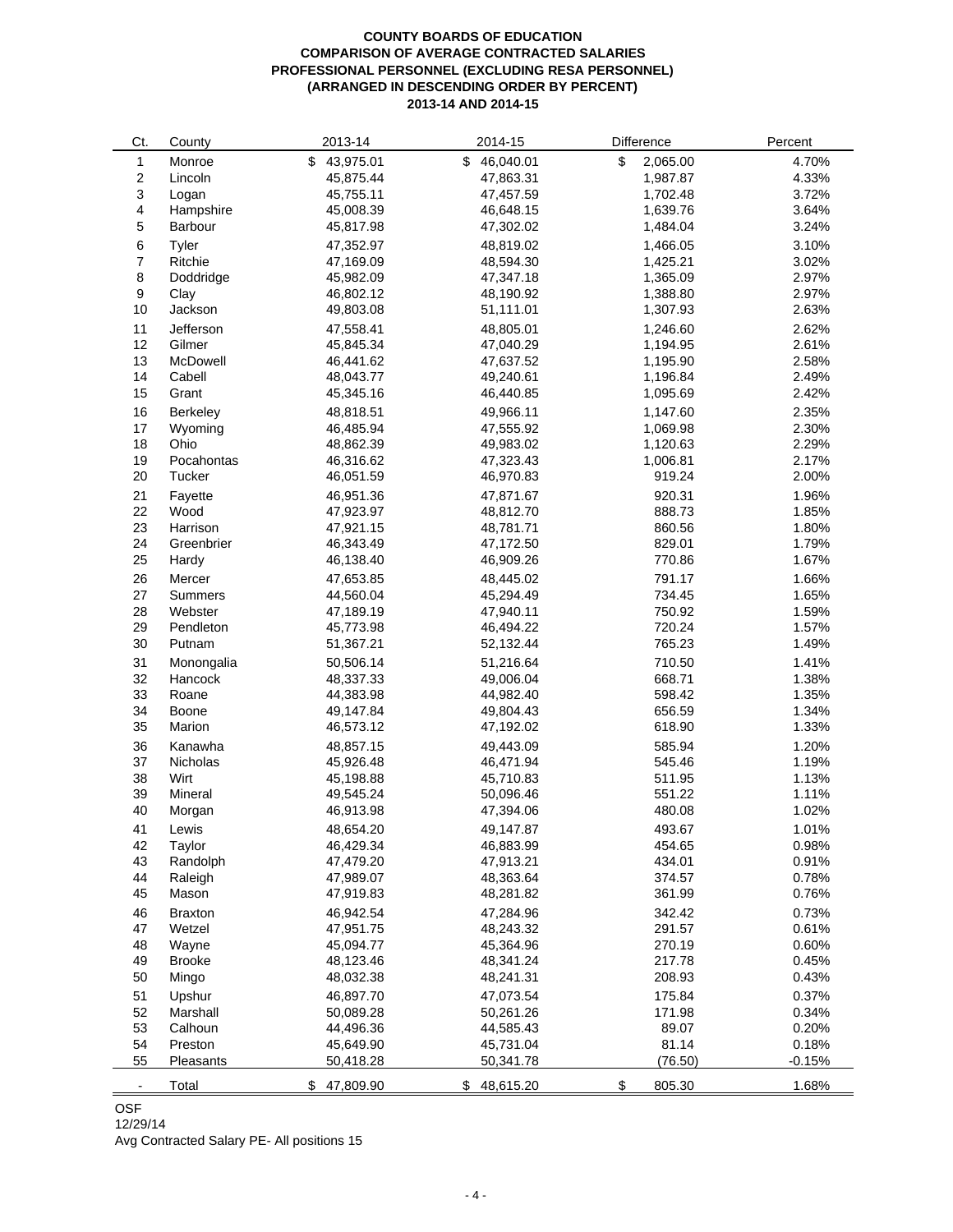**COUNTY BOARDS OF EDUCATION**
**COMPARISON OF AVERAGE CONTRACTED SALARIES**
**PROFESSIONAL PERSONNEL (EXCLUDING RESA PERSONNEL)**
**(ARRANGED IN DESCENDING ORDER BY PERCENT)**
**2013-14 AND 2014-15**

| Ct. | County | 2013-14 | 2014-15 | Difference | Percent |
|---|---|---|---|---|---|
| 1 | Monroe | $ 43,975.01 | $ 46,040.01 | $ 2,065.00 | 4.70% |
| 2 | Lincoln | 45,875.44 | 47,863.31 | 1,987.87 | 4.33% |
| 3 | Logan | 45,755.11 | 47,457.59 | 1,702.48 | 3.72% |
| 4 | Hampshire | 45,008.39 | 46,648.15 | 1,639.76 | 3.64% |
| 5 | Barbour | 45,817.98 | 47,302.02 | 1,484.04 | 3.24% |
| 6 | Tyler | 47,352.97 | 48,819.02 | 1,466.05 | 3.10% |
| 7 | Ritchie | 47,169.09 | 48,594.30 | 1,425.21 | 3.02% |
| 8 | Doddridge | 45,982.09 | 47,347.18 | 1,365.09 | 2.97% |
| 9 | Clay | 46,802.12 | 48,190.92 | 1,388.80 | 2.97% |
| 10 | Jackson | 49,803.08 | 51,111.01 | 1,307.93 | 2.63% |
| 11 | Jefferson | 47,558.41 | 48,805.01 | 1,246.60 | 2.62% |
| 12 | Gilmer | 45,845.34 | 47,040.29 | 1,194.95 | 2.61% |
| 13 | McDowell | 46,441.62 | 47,637.52 | 1,195.90 | 2.58% |
| 14 | Cabell | 48,043.77 | 49,240.61 | 1,196.84 | 2.49% |
| 15 | Grant | 45,345.16 | 46,440.85 | 1,095.69 | 2.42% |
| 16 | Berkeley | 48,818.51 | 49,966.11 | 1,147.60 | 2.35% |
| 17 | Wyoming | 46,485.94 | 47,555.92 | 1,069.98 | 2.30% |
| 18 | Ohio | 48,862.39 | 49,983.02 | 1,120.63 | 2.29% |
| 19 | Pocahontas | 46,316.62 | 47,323.43 | 1,006.81 | 2.17% |
| 20 | Tucker | 46,051.59 | 46,970.83 | 919.24 | 2.00% |
| 21 | Fayette | 46,951.36 | 47,871.67 | 920.31 | 1.96% |
| 22 | Wood | 47,923.97 | 48,812.70 | 888.73 | 1.85% |
| 23 | Harrison | 47,921.15 | 48,781.71 | 860.56 | 1.80% |
| 24 | Greenbrier | 46,343.49 | 47,172.50 | 829.01 | 1.79% |
| 25 | Hardy | 46,138.40 | 46,909.26 | 770.86 | 1.67% |
| 26 | Mercer | 47,653.85 | 48,445.02 | 791.17 | 1.66% |
| 27 | Summers | 44,560.04 | 45,294.49 | 734.45 | 1.65% |
| 28 | Webster | 47,189.19 | 47,940.11 | 750.92 | 1.59% |
| 29 | Pendleton | 45,773.98 | 46,494.22 | 720.24 | 1.57% |
| 30 | Putnam | 51,367.21 | 52,132.44 | 765.23 | 1.49% |
| 31 | Monongalia | 50,506.14 | 51,216.64 | 710.50 | 1.41% |
| 32 | Hancock | 48,337.33 | 49,006.04 | 668.71 | 1.38% |
| 33 | Roane | 44,383.98 | 44,982.40 | 598.42 | 1.35% |
| 34 | Boone | 49,147.84 | 49,804.43 | 656.59 | 1.34% |
| 35 | Marion | 46,573.12 | 47,192.02 | 618.90 | 1.33% |
| 36 | Kanawha | 48,857.15 | 49,443.09 | 585.94 | 1.20% |
| 37 | Nicholas | 45,926.48 | 46,471.94 | 545.46 | 1.19% |
| 38 | Wirt | 45,198.88 | 45,710.83 | 511.95 | 1.13% |
| 39 | Mineral | 49,545.24 | 50,096.46 | 551.22 | 1.11% |
| 40 | Morgan | 46,913.98 | 47,394.06 | 480.08 | 1.02% |
| 41 | Lewis | 48,654.20 | 49,147.87 | 493.67 | 1.01% |
| 42 | Taylor | 46,429.34 | 46,883.99 | 454.65 | 0.98% |
| 43 | Randolph | 47,479.20 | 47,913.21 | 434.01 | 0.91% |
| 44 | Raleigh | 47,989.07 | 48,363.64 | 374.57 | 0.78% |
| 45 | Mason | 47,919.83 | 48,281.82 | 361.99 | 0.76% |
| 46 | Braxton | 46,942.54 | 47,284.96 | 342.42 | 0.73% |
| 47 | Wetzel | 47,951.75 | 48,243.32 | 291.57 | 0.61% |
| 48 | Wayne | 45,094.77 | 45,364.96 | 270.19 | 0.60% |
| 49 | Brooke | 48,123.46 | 48,341.24 | 217.78 | 0.45% |
| 50 | Mingo | 48,032.38 | 48,241.31 | 208.93 | 0.43% |
| 51 | Upshur | 46,897.70 | 47,073.54 | 175.84 | 0.37% |
| 52 | Marshall | 50,089.28 | 50,261.26 | 171.98 | 0.34% |
| 53 | Calhoun | 44,496.36 | 44,585.43 | 89.07 | 0.20% |
| 54 | Preston | 45,649.90 | 45,731.04 | 81.14 | 0.18% |
| 55 | Pleasants | 50,418.28 | 50,341.78 | (76.50) | -0.15% |
| - | Total | $ 47,809.90 | $ 48,615.20 | $ 805.30 | 1.68% |

OSF
12/29/14
Avg Contracted Salary PE- All positions 15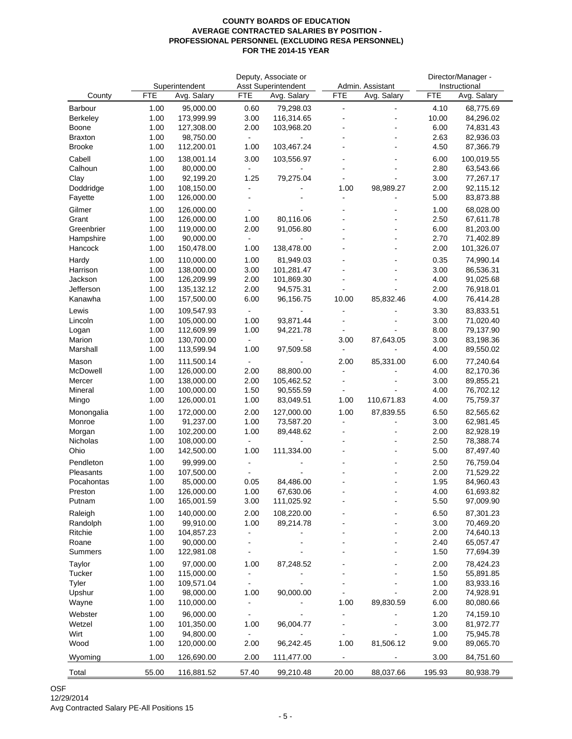**COUNTY BOARDS OF EDUCATION**
**AVERAGE CONTRACTED SALARIES BY POSITION -**
**PROFESSIONAL PERSONNEL (EXCLUDING RESA PERSONNEL)**
**FOR THE 2014-15 YEAR**

| County | Superintendent | | Deputy, Associate or Asst Superintendent | | Admin. Assistant | | Director/Manager - Instructional | |
|---|---|---|---|---|---|---|---|---|
| | FTE | Avg. Salary | FTE | Avg. Salary | FTE | Avg. Salary | FTE | Avg. Salary |
| Barbour | 1.00 | 95,000.00 | 0.60 | 79,298.03 | - | - | 4.10 | 68,775.69 |
| Berkeley | 1.00 | 173,999.99 | 3.00 | 116,314.65 | - | - | 10.00 | 84,296.02 |
| Boone | 1.00 | 127,308.00 | 2.00 | 103,968.20 | - | - | 6.00 | 74,831.43 |
| Braxton | 1.00 | 98,750.00 | - | - | - | - | 2.63 | 82,936.03 |
| Brooke | 1.00 | 112,200.01 | 1.00 | 103,467.24 | - | - | 4.50 | 87,366.79 |
| Cabell | 1.00 | 138,001.14 | 3.00 | 103,556.97 | - | - | 6.00 | 100,019.55 |
| Calhoun | 1.00 | 80,000.00 | - | - | - | - | 2.80 | 63,543.66 |
| Clay | 1.00 | 92,199.20 | 1.25 | 79,275.04 | - | - | 3.00 | 77,267.17 |
| Doddridge | 1.00 | 108,150.00 | - | - | 1.00 | 98,989.27 | 2.00 | 92,115.12 |
| Fayette | 1.00 | 126,000.00 | - | - | - | - | 5.00 | 83,873.88 |
| Gilmer | 1.00 | 126,000.00 | - | - | - | - | 1.00 | 68,028.00 |
| Grant | 1.00 | 126,000.00 | 1.00 | 80,116.06 | - | - | 2.50 | 67,611.78 |
| Greenbrier | 1.00 | 119,000.00 | 2.00 | 91,056.80 | - | - | 6.00 | 81,203.00 |
| Hampshire | 1.00 | 90,000.00 | - | - | - | - | 2.70 | 71,402.89 |
| Hancock | 1.00 | 150,478.00 | 1.00 | 138,478.00 | - | - | 2.00 | 101,326.07 |
| Hardy | 1.00 | 110,000.00 | 1.00 | 81,949.03 | - | - | 0.35 | 74,990.14 |
| Harrison | 1.00 | 138,000.00 | 3.00 | 101,281.47 | - | - | 3.00 | 86,536.31 |
| Jackson | 1.00 | 126,209.99 | 2.00 | 101,869.30 | - | - | 4.00 | 91,025.68 |
| Jefferson | 1.00 | 135,132.12 | 2.00 | 94,575.31 | - | - | 2.00 | 76,918.01 |
| Kanawha | 1.00 | 157,500.00 | 6.00 | 96,156.75 | 10.00 | 85,832.46 | 4.00 | 76,414.28 |
| Lewis | 1.00 | 109,547.93 | - | - | - | - | 3.30 | 83,833.51 |
| Lincoln | 1.00 | 105,000.00 | 1.00 | 93,871.44 | - | - | 3.00 | 71,020.40 |
| Logan | 1.00 | 112,609.99 | 1.00 | 94,221.78 | - | - | 8.00 | 79,137.90 |
| Marion | 1.00 | 130,700.00 | - | - | 3.00 | 87,643.05 | 3.00 | 83,198.36 |
| Marshall | 1.00 | 113,599.94 | 1.00 | 97,509.58 | - | - | 4.00 | 89,550.02 |
| Mason | 1.00 | 111,500.14 | - | - | 2.00 | 85,331.00 | 6.00 | 77,240.64 |
| McDowell | 1.00 | 126,000.00 | 2.00 | 88,800.00 | - | - | 4.00 | 82,170.36 |
| Mercer | 1.00 | 138,000.00 | 2.00 | 105,462.52 | - | - | 3.00 | 89,855.21 |
| Mineral | 1.00 | 100,000.00 | 1.50 | 90,555.59 | - | - | 4.00 | 76,702.12 |
| Mingo | 1.00 | 126,000.01 | 1.00 | 83,049.51 | 1.00 | 110,671.83 | 4.00 | 75,759.37 |
| Monongalia | 1.00 | 172,000.00 | 2.00 | 127,000.00 | 1.00 | 87,839.55 | 6.50 | 82,565.62 |
| Monroe | 1.00 | 91,237.00 | 1.00 | 73,587.20 | - | - | 3.00 | 62,981.45 |
| Morgan | 1.00 | 102,200.00 | 1.00 | 89,448.62 | - | - | 2.00 | 82,928.19 |
| Nicholas | 1.00 | 108,000.00 | - | - | - | - | 2.50 | 78,388.74 |
| Ohio | 1.00 | 142,500.00 | 1.00 | 111,334.00 | - | - | 5.00 | 87,497.40 |
| Pendleton | 1.00 | 99,999.00 | - | - | - | - | 2.50 | 76,759.04 |
| Pleasants | 1.00 | 107,500.00 | - | - | - | - | 2.00 | 71,529.22 |
| Pocahontas | 1.00 | 85,000.00 | 0.05 | 84,486.00 | - | - | 1.95 | 84,960.43 |
| Preston | 1.00 | 126,000.00 | 1.00 | 67,630.06 | - | - | 4.00 | 61,693.82 |
| Putnam | 1.00 | 165,001.59 | 3.00 | 111,025.92 | - | - | 5.50 | 97,009.90 |
| Raleigh | 1.00 | 140,000.00 | 2.00 | 108,220.00 | - | - | 6.50 | 87,301.23 |
| Randolph | 1.00 | 99,910.00 | 1.00 | 89,214.78 | - | - | 3.00 | 70,469.20 |
| Ritchie | 1.00 | 104,857.23 | - | - | - | - | 2.00 | 74,640.13 |
| Roane | 1.00 | 90,000.00 | - | - | - | - | 2.40 | 65,057.47 |
| Summers | 1.00 | 122,981.08 | - | - | - | - | 1.50 | 77,694.39 |
| Taylor | 1.00 | 97,000.00 | 1.00 | 87,248.52 | - | - | 2.00 | 78,424.23 |
| Tucker | 1.00 | 115,000.00 | - | - | - | - | 1.50 | 55,891.85 |
| Tyler | 1.00 | 109,571.04 | - | - | - | - | 1.00 | 83,933.16 |
| Upshur | 1.00 | 98,000.00 | 1.00 | 90,000.00 | - | - | 2.00 | 74,928.91 |
| Wayne | 1.00 | 110,000.00 | - | - | 1.00 | 89,830.59 | 6.00 | 80,080.66 |
| Webster | 1.00 | 96,000.00 | - | - | - | - | 1.20 | 74,159.10 |
| Wetzel | 1.00 | 101,350.00 | 1.00 | 96,004.77 | - | - | 3.00 | 81,972.77 |
| Wirt | 1.00 | 94,800.00 | - | - | - | - | 1.00 | 75,945.78 |
| Wood | 1.00 | 120,000.00 | 2.00 | 96,242.45 | 1.00 | 81,506.12 | 9.00 | 89,065.70 |
| Wyoming | 1.00 | 126,690.00 | 2.00 | 111,477.00 | - | - | 3.00 | 84,751.60 |
| Total | 55.00 | 116,881.52 | 57.40 | 99,210.48 | 20.00 | 88,037.66 | 195.93 | 80,938.79 |

OSF
12/29/2014
Avg Contracted Salary PE-All Positions 15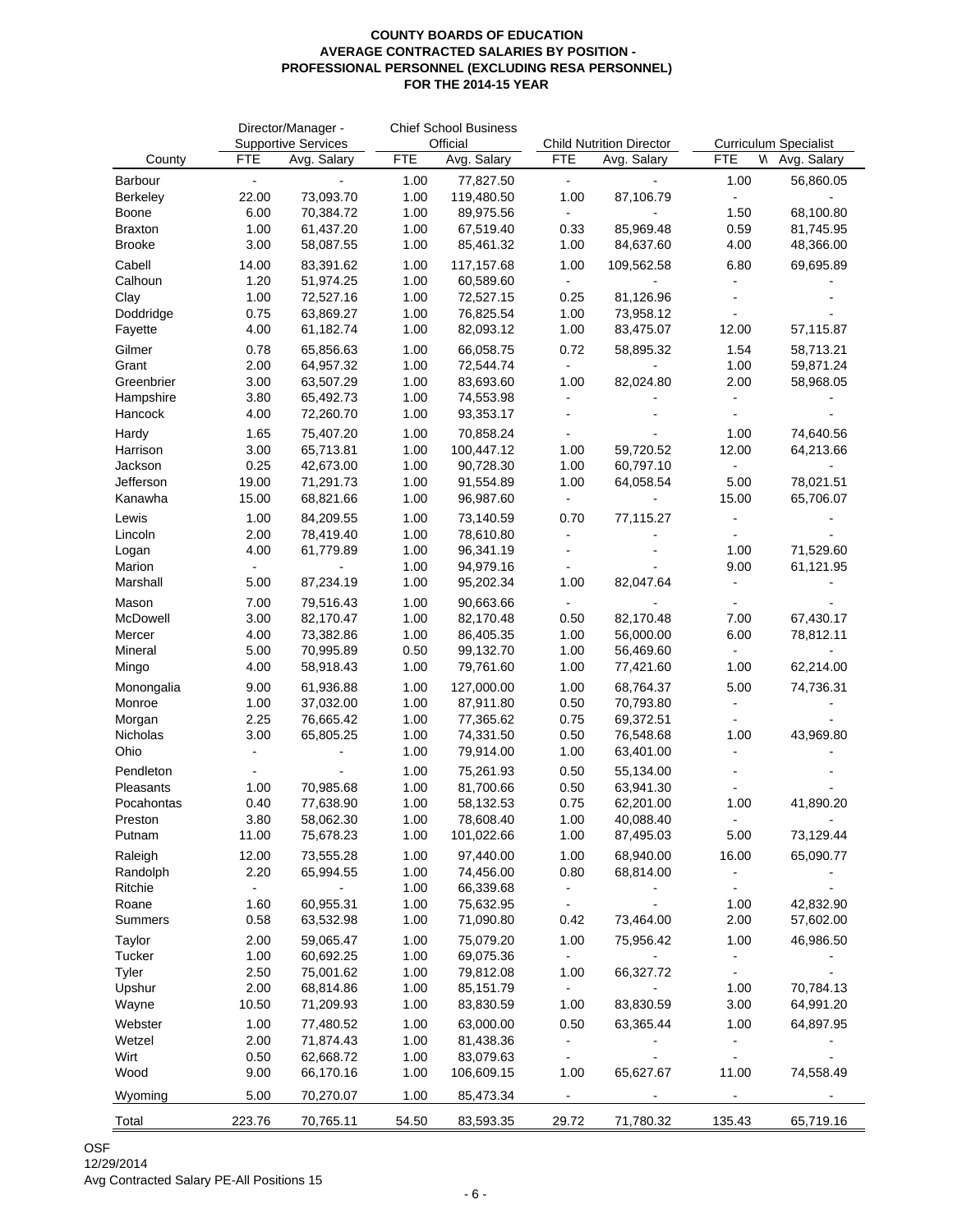**COUNTY BOARDS OF EDUCATION**
**AVERAGE CONTRACTED SALARIES BY POSITION -**
**PROFESSIONAL PERSONNEL (EXCLUDING RESA PERSONNEL)**
**FOR THE 2014-15 YEAR**

| County | Director/Manager - Supportive Services | | Chief School Business Official | | Child Nutrition Director | | Curriculum Specialist | |
|---|---|---|---|---|---|---|---|---|
| | FTE | Avg. Salary | FTE | Avg. Salary | FTE | Avg. Salary | FTE | Avg. Salary |
| Barbour | - | - | 1.00 | 77,827.50 | - | - | 1.00 | 56,860.05 |
| Berkeley | 22.00 | 73,093.70 | 1.00 | 119,480.50 | 1.00 | 87,106.79 | - | - |
| Boone | 6.00 | 70,384.72 | 1.00 | 89,975.56 | - | - | 1.50 | 68,100.80 |
| Braxton | 1.00 | 61,437.20 | 1.00 | 67,519.40 | 0.33 | 85,969.48 | 0.59 | 81,745.95 |
| Brooke | 3.00 | 58,087.55 | 1.00 | 85,461.32 | 1.00 | 84,637.60 | 4.00 | 48,366.00 |
| Cabell | 14.00 | 83,391.62 | 1.00 | 117,157.68 | 1.00 | 109,562.58 | 6.80 | 69,695.89 |
| Calhoun | 1.20 | 51,974.25 | 1.00 | 60,589.60 | - | - | - | - |
| Clay | 1.00 | 72,527.16 | 1.00 | 72,527.15 | 0.25 | 81,126.96 | - | - |
| Doddridge | 0.75 | 63,869.27 | 1.00 | 76,825.54 | 1.00 | 73,958.12 | - | - |
| Fayette | 4.00 | 61,182.74 | 1.00 | 82,093.12 | 1.00 | 83,475.07 | 12.00 | 57,115.87 |
| Gilmer | 0.78 | 65,856.63 | 1.00 | 66,058.75 | 0.72 | 58,895.32 | 1.54 | 58,713.21 |
| Grant | 2.00 | 64,957.32 | 1.00 | 72,544.74 | - | - | 1.00 | 59,871.24 |
| Greenbrier | 3.00 | 63,507.29 | 1.00 | 83,693.60 | 1.00 | 82,024.80 | 2.00 | 58,968.05 |
| Hampshire | 3.80 | 65,492.73 | 1.00 | 74,553.98 | - | - | - | - |
| Hancock | 4.00 | 72,260.70 | 1.00 | 93,353.17 | - | - | - | - |
| Hardy | 1.65 | 75,407.20 | 1.00 | 70,858.24 | - | - | 1.00 | 74,640.56 |
| Harrison | 3.00 | 65,713.81 | 1.00 | 100,447.12 | 1.00 | 59,720.52 | 12.00 | 64,213.66 |
| Jackson | 0.25 | 42,673.00 | 1.00 | 90,728.30 | 1.00 | 60,797.10 | - | - |
| Jefferson | 19.00 | 71,291.73 | 1.00 | 91,554.89 | 1.00 | 64,058.54 | 5.00 | 78,021.51 |
| Kanawha | 15.00 | 68,821.66 | 1.00 | 96,987.60 | - | - | 15.00 | 65,706.07 |
| Lewis | 1.00 | 84,209.55 | 1.00 | 73,140.59 | 0.70 | 77,115.27 | - | - |
| Lincoln | 2.00 | 78,419.40 | 1.00 | 78,610.80 | - | - | - | - |
| Logan | 4.00 | 61,779.89 | 1.00 | 96,341.19 | - | - | 1.00 | 71,529.60 |
| Marion | - | - | 1.00 | 94,979.16 | - | - | 9.00 | 61,121.95 |
| Marshall | 5.00 | 87,234.19 | 1.00 | 95,202.34 | 1.00 | 82,047.64 | - | - |
| Mason | 7.00 | 79,516.43 | 1.00 | 90,663.66 | - | - | - | - |
| McDowell | 3.00 | 82,170.47 | 1.00 | 82,170.48 | 0.50 | 82,170.48 | 7.00 | 67,430.17 |
| Mercer | 4.00 | 73,382.86 | 1.00 | 86,405.35 | 1.00 | 56,000.00 | 6.00 | 78,812.11 |
| Mineral | 5.00 | 70,995.89 | 0.50 | 99,132.70 | 1.00 | 56,469.60 | - | - |
| Mingo | 4.00 | 58,918.43 | 1.00 | 79,761.60 | 1.00 | 77,421.60 | 1.00 | 62,214.00 |
| Monongalia | 9.00 | 61,936.88 | 1.00 | 127,000.00 | 1.00 | 68,764.37 | 5.00 | 74,736.31 |
| Monroe | 1.00 | 37,032.00 | 1.00 | 87,911.80 | 0.50 | 70,793.80 | - | - |
| Morgan | 2.25 | 76,665.42 | 1.00 | 77,365.62 | 0.75 | 69,372.51 | - | - |
| Nicholas | 3.00 | 65,805.25 | 1.00 | 74,331.50 | 0.50 | 76,548.68 | 1.00 | 43,969.80 |
| Ohio | - | - | 1.00 | 79,914.00 | 1.00 | 63,401.00 | - | - |
| Pendleton | - | - | 1.00 | 75,261.93 | 0.50 | 55,134.00 | - | - |
| Pleasants | 1.00 | 70,985.68 | 1.00 | 81,700.66 | 0.50 | 63,941.30 | - | - |
| Pocahontas | 0.40 | 77,638.90 | 1.00 | 58,132.53 | 0.75 | 62,201.00 | 1.00 | 41,890.20 |
| Preston | 3.80 | 58,062.30 | 1.00 | 78,608.40 | 1.00 | 40,088.40 | - | - |
| Putnam | 11.00 | 75,678.23 | 1.00 | 101,022.66 | 1.00 | 87,495.03 | 5.00 | 73,129.44 |
| Raleigh | 12.00 | 73,555.28 | 1.00 | 97,440.00 | 1.00 | 68,940.00 | 16.00 | 65,090.77 |
| Randolph | 2.20 | 65,994.55 | 1.00 | 74,456.00 | 0.80 | 68,814.00 | - | - |
| Ritchie | - | - | 1.00 | 66,339.68 | - | - | - | - |
| Roane | 1.60 | 60,955.31 | 1.00 | 75,632.95 | - | - | 1.00 | 42,832.90 |
| Summers | 0.58 | 63,532.98 | 1.00 | 71,090.80 | 0.42 | 73,464.00 | 2.00 | 57,602.00 |
| Taylor | 2.00 | 59,065.47 | 1.00 | 75,079.20 | 1.00 | 75,956.42 | 1.00 | 46,986.50 |
| Tucker | 1.00 | 60,692.25 | 1.00 | 69,075.36 | - | - | - | - |
| Tyler | 2.50 | 75,001.62 | 1.00 | 79,812.08 | 1.00 | 66,327.72 | - | - |
| Upshur | 2.00 | 68,814.86 | 1.00 | 85,151.79 | - | - | 1.00 | 70,784.13 |
| Wayne | 10.50 | 71,209.93 | 1.00 | 83,830.59 | 1.00 | 83,830.59 | 3.00 | 64,991.20 |
| Webster | 1.00 | 77,480.52 | 1.00 | 63,000.00 | 0.50 | 63,365.44 | 1.00 | 64,897.95 |
| Wetzel | 2.00 | 71,874.43 | 1.00 | 81,438.36 | - | - | - | - |
| Wirt | 0.50 | 62,668.72 | 1.00 | 83,079.63 | - | - | - | - |
| Wood | 9.00 | 66,170.16 | 1.00 | 106,609.15 | 1.00 | 65,627.67 | 11.00 | 74,558.49 |
| Wyoming | 5.00 | 70,270.07 | 1.00 | 85,473.34 | - | - | - | - |
| Total | 223.76 | 70,765.11 | 54.50 | 83,593.35 | 29.72 | 71,780.32 | 135.43 | 65,719.16 |

OSF
12/29/2014
Avg Contracted Salary PE-All Positions 15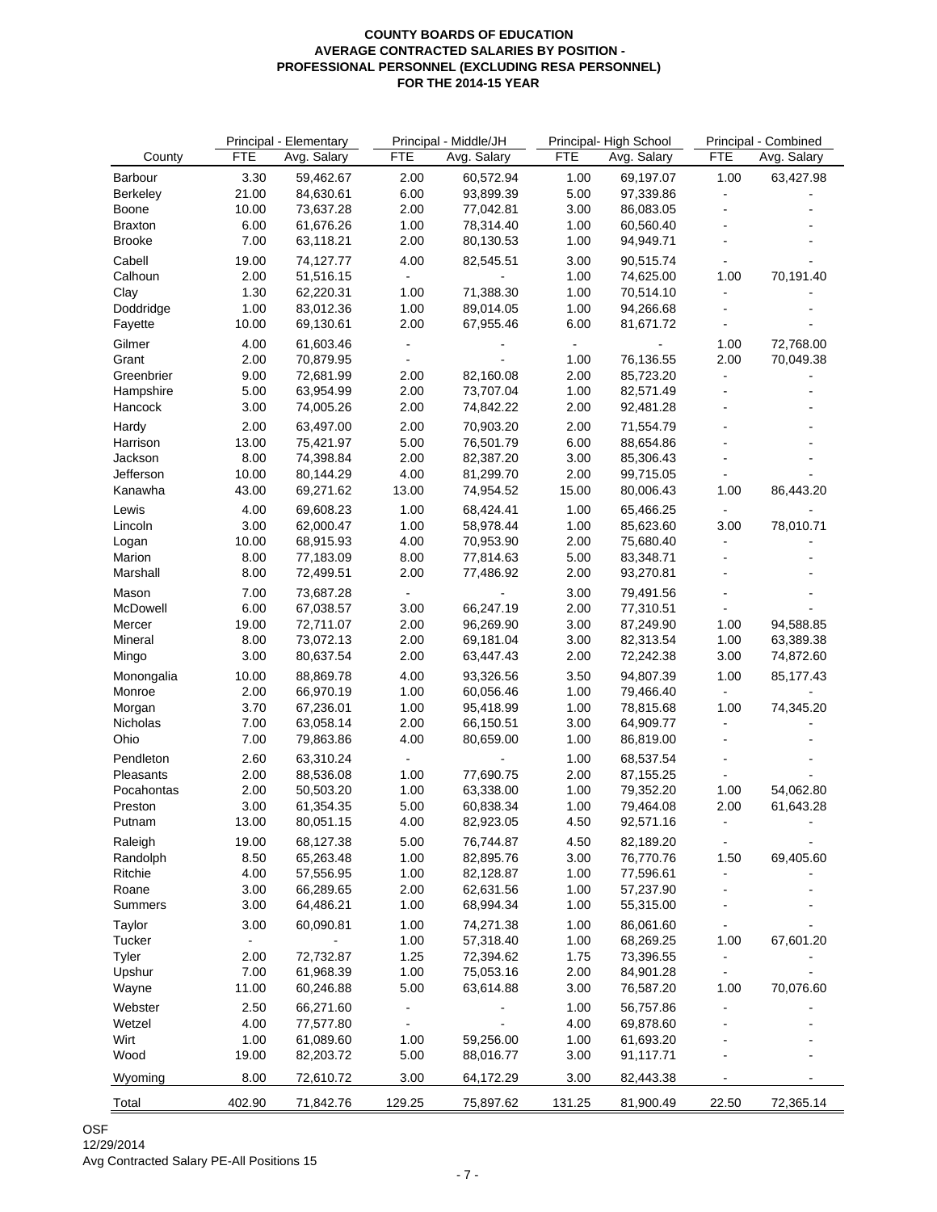**COUNTY BOARDS OF EDUCATION**
**AVERAGE CONTRACTED SALARIES BY POSITION -**
**PROFESSIONAL PERSONNEL (EXCLUDING RESA PERSONNEL)**
**FOR THE 2014-15 YEAR**

| | Principal - Elementary | | Principal - Middle/JH | | Principal- High School | | Principal - Combined | |
|---|---|---|---|---|---|---|---|---|
| County | FTE | Avg. Salary | FTE | Avg. Salary | FTE | Avg. Salary | FTE | Avg. Salary |
| Barbour | 3.30 | 59,462.67 | 2.00 | 60,572.94 | 1.00 | 69,197.07 | 1.00 | 63,427.98 |
| Berkeley | 21.00 | 84,630.61 | 6.00 | 93,899.39 | 5.00 | 97,339.86 | - | - |
| Boone | 10.00 | 73,637.28 | 2.00 | 77,042.81 | 3.00 | 86,083.05 | - | - |
| Braxton | 6.00 | 61,676.26 | 1.00 | 78,314.40 | 1.00 | 60,560.40 | - | - |
| Brooke | 7.00 | 63,118.21 | 2.00 | 80,130.53 | 1.00 | 94,949.71 | - | - |
| Cabell | 19.00 | 74,127.77 | 4.00 | 82,545.51 | 3.00 | 90,515.74 | - | - |
| Calhoun | 2.00 | 51,516.15 | - | - | 1.00 | 74,625.00 | 1.00 | 70,191.40 |
| Clay | 1.30 | 62,220.31 | 1.00 | 71,388.30 | 1.00 | 70,514.10 | - | - |
| Doddridge | 1.00 | 83,012.36 | 1.00 | 89,014.05 | 1.00 | 94,266.68 | - | - |
| Fayette | 10.00 | 69,130.61 | 2.00 | 67,955.46 | 6.00 | 81,671.72 | - | - |
| Gilmer | 4.00 | 61,603.46 | - | - | - | - | 1.00 | 72,768.00 |
| Grant | 2.00 | 70,879.95 | - | - | 1.00 | 76,136.55 | 2.00 | 70,049.38 |
| Greenbrier | 9.00 | 72,681.99 | 2.00 | 82,160.08 | 2.00 | 85,723.20 | - | - |
| Hampshire | 5.00 | 63,954.99 | 2.00 | 73,707.04 | 1.00 | 82,571.49 | - | - |
| Hancock | 3.00 | 74,005.26 | 2.00 | 74,842.22 | 2.00 | 92,481.28 | - | - |
| Hardy | 2.00 | 63,497.00 | 2.00 | 70,903.20 | 2.00 | 71,554.79 | - | - |
| Harrison | 13.00 | 75,421.97 | 5.00 | 76,501.79 | 6.00 | 88,654.86 | - | - |
| Jackson | 8.00 | 74,398.84 | 2.00 | 82,387.20 | 3.00 | 85,306.43 | - | - |
| Jefferson | 10.00 | 80,144.29 | 4.00 | 81,299.70 | 2.00 | 99,715.05 | - | - |
| Kanawha | 43.00 | 69,271.62 | 13.00 | 74,954.52 | 15.00 | 80,006.43 | 1.00 | 86,443.20 |
| Lewis | 4.00 | 69,608.23 | 1.00 | 68,424.41 | 1.00 | 65,466.25 | - | - |
| Lincoln | 3.00 | 62,000.47 | 1.00 | 58,978.44 | 1.00 | 85,623.60 | 3.00 | 78,010.71 |
| Logan | 10.00 | 68,915.93 | 4.00 | 70,953.90 | 2.00 | 75,680.40 | - | - |
| Marion | 8.00 | 77,183.09 | 8.00 | 77,814.63 | 5.00 | 83,348.71 | - | - |
| Marshall | 8.00 | 72,499.51 | 2.00 | 77,486.92 | 2.00 | 93,270.81 | - | - |
| Mason | 7.00 | 73,687.28 | - | - | 3.00 | 79,491.56 | - | - |
| McDowell | 6.00 | 67,038.57 | 3.00 | 66,247.19 | 2.00 | 77,310.51 | - | - |
| Mercer | 19.00 | 72,711.07 | 2.00 | 96,269.90 | 3.00 | 87,249.90 | 1.00 | 94,588.85 |
| Mineral | 8.00 | 73,072.13 | 2.00 | 69,181.04 | 3.00 | 82,313.54 | 1.00 | 63,389.38 |
| Mingo | 3.00 | 80,637.54 | 2.00 | 63,447.43 | 2.00 | 72,242.38 | 3.00 | 74,872.60 |
| Monongalia | 10.00 | 88,869.78 | 4.00 | 93,326.56 | 3.50 | 94,807.39 | 1.00 | 85,177.43 |
| Monroe | 2.00 | 66,970.19 | 1.00 | 60,056.46 | 1.00 | 79,466.40 | - | - |
| Morgan | 3.70 | 67,236.01 | 1.00 | 95,418.99 | 1.00 | 78,815.68 | 1.00 | 74,345.20 |
| Nicholas | 7.00 | 63,058.14 | 2.00 | 66,150.51 | 3.00 | 64,909.77 | - | - |
| Ohio | 7.00 | 79,863.86 | 4.00 | 80,659.00 | 1.00 | 86,819.00 | - | - |
| Pendleton | 2.60 | 63,310.24 | - | - | 1.00 | 68,537.54 | - | - |
| Pleasants | 2.00 | 88,536.08 | 1.00 | 77,690.75 | 2.00 | 87,155.25 | - | - |
| Pocahontas | 2.00 | 50,503.20 | 1.00 | 63,338.00 | 1.00 | 79,352.20 | 1.00 | 54,062.80 |
| Preston | 3.00 | 61,354.35 | 5.00 | 60,838.34 | 1.00 | 79,464.08 | 2.00 | 61,643.28 |
| Putnam | 13.00 | 80,051.15 | 4.00 | 82,923.05 | 4.50 | 92,571.16 | - | - |
| Raleigh | 19.00 | 68,127.38 | 5.00 | 76,744.87 | 4.50 | 82,189.20 | - | - |
| Randolph | 8.50 | 65,263.48 | 1.00 | 82,895.76 | 3.00 | 76,770.76 | 1.50 | 69,405.60 |
| Ritchie | 4.00 | 57,556.95 | 1.00 | 82,128.87 | 1.00 | 77,596.61 | - | - |
| Roane | 3.00 | 66,289.65 | 2.00 | 62,631.56 | 1.00 | 57,237.90 | - | - |
| Summers | 3.00 | 64,486.21 | 1.00 | 68,994.34 | 1.00 | 55,315.00 | - | - |
| Taylor | 3.00 | 60,090.81 | 1.00 | 74,271.38 | 1.00 | 86,061.60 | - | - |
| Tucker | - | - | 1.00 | 57,318.40 | 1.00 | 68,269.25 | 1.00 | 67,601.20 |
| Tyler | 2.00 | 72,732.87 | 1.25 | 72,394.62 | 1.75 | 73,396.55 | - | - |
| Upshur | 7.00 | 61,968.39 | 1.00 | 75,053.16 | 2.00 | 84,901.28 | - | - |
| Wayne | 11.00 | 60,246.88 | 5.00 | 63,614.88 | 3.00 | 76,587.20 | 1.00 | 70,076.60 |
| Webster | 2.50 | 66,271.60 | - | - | 1.00 | 56,757.86 | - | - |
| Wetzel | 4.00 | 77,577.80 | - | - | 4.00 | 69,878.60 | - | - |
| Wirt | 1.00 | 61,089.60 | 1.00 | 59,256.00 | 1.00 | 61,693.20 | - | - |
| Wood | 19.00 | 82,203.72 | 5.00 | 88,016.77 | 3.00 | 91,117.71 | - | - |
| Wyoming | 8.00 | 72,610.72 | 3.00 | 64,172.29 | 3.00 | 82,443.38 | - | - |
| Total | 402.90 | 71,842.76 | 129.25 | 75,897.62 | 131.25 | 81,900.49 | 22.50 | 72,365.14 |

OSF
12/29/2014
Avg Contracted Salary PE-All Positions 15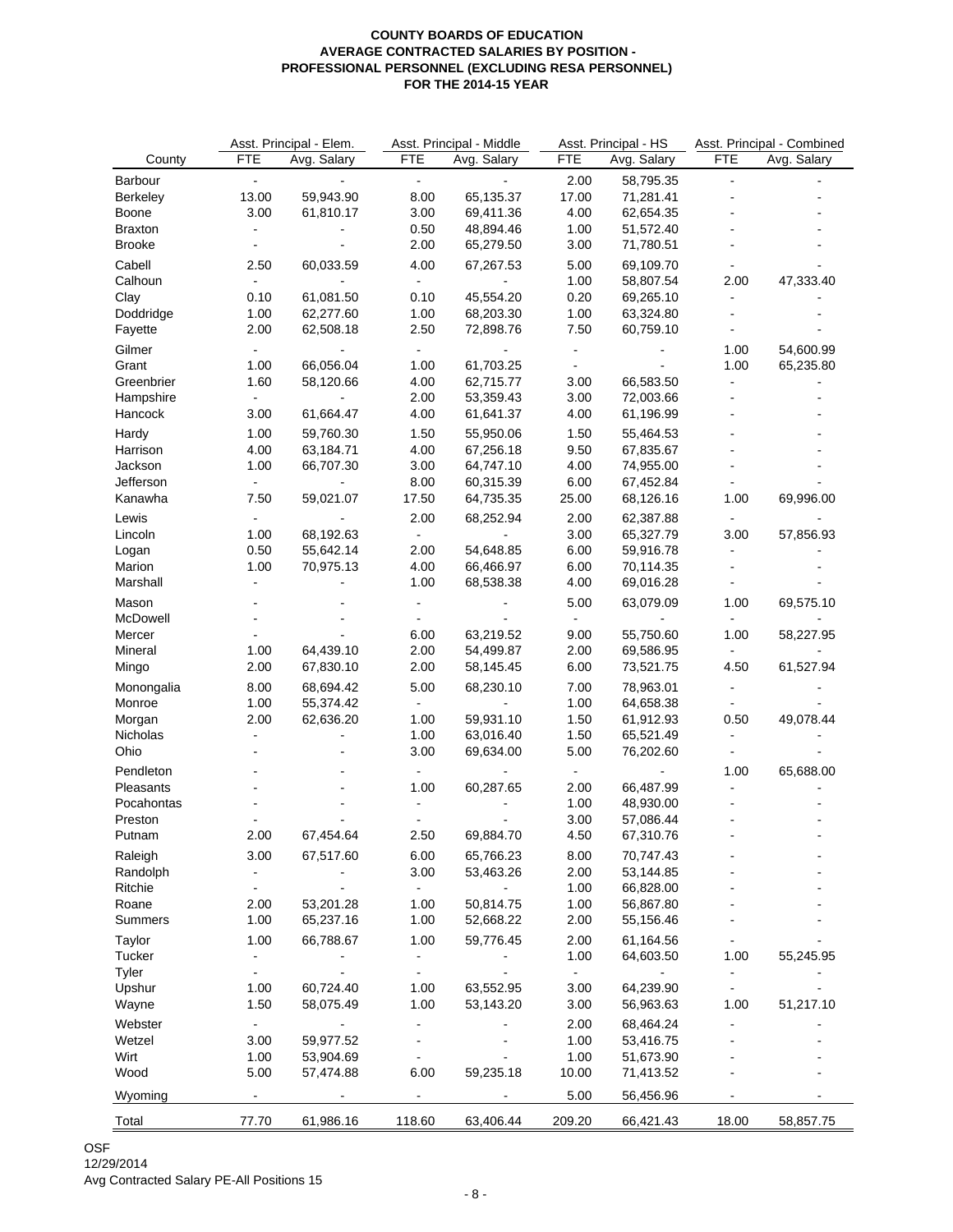**COUNTY BOARDS OF EDUCATION**
**AVERAGE CONTRACTED SALARIES BY POSITION -**
**PROFESSIONAL PERSONNEL (EXCLUDING RESA PERSONNEL)**
**FOR THE 2014-15 YEAR**

| | Asst. Principal - Elem. | | Asst. Principal - Middle | | Asst. Principal - HS | | Asst. Principal - Combined | |
|---|---|---|---|---|---|---|---|---|
| County | FTE | Avg. Salary | FTE | Avg. Salary | FTE | Avg. Salary | FTE | Avg. Salary |
| Barbour | - | - | - | - | 2.00 | 58,795.35 | - | - |
| Berkeley | 13.00 | 59,943.90 | 8.00 | 65,135.37 | 17.00 | 71,281.41 | - | - |
| Boone | 3.00 | 61,810.17 | 3.00 | 69,411.36 | 4.00 | 62,654.35 | - | - |
| Braxton | - | - | 0.50 | 48,894.46 | 1.00 | 51,572.40 | - | - |
| Brooke | - | - | 2.00 | 65,279.50 | 3.00 | 71,780.51 | - | - |
| Cabell | 2.50 | 60,033.59 | 4.00 | 67,267.53 | 5.00 | 69,109.70 | - | - |
| Calhoun | - | - | - | - | 1.00 | 58,807.54 | 2.00 | 47,333.40 |
| Clay | 0.10 | 61,081.50 | 0.10 | 45,554.20 | 0.20 | 69,265.10 | - | - |
| Doddridge | 1.00 | 62,277.60 | 1.00 | 68,203.30 | 1.00 | 63,324.80 | - | - |
| Fayette | 2.00 | 62,508.18 | 2.50 | 72,898.76 | 7.50 | 60,759.10 | - | - |
| Gilmer | - | - | - | - | - | - | 1.00 | 54,600.99 |
| Grant | 1.00 | 66,056.04 | 1.00 | 61,703.25 | - | - | 1.00 | 65,235.80 |
| Greenbrier | 1.60 | 58,120.66 | 4.00 | 62,715.77 | 3.00 | 66,583.50 | - | - |
| Hampshire | - | - | 2.00 | 53,359.43 | 3.00 | 72,003.66 | - | - |
| Hancock | 3.00 | 61,664.47 | 4.00 | 61,641.37 | 4.00 | 61,196.99 | - | - |
| Hardy | 1.00 | 59,760.30 | 1.50 | 55,950.06 | 1.50 | 55,464.53 | - | - |
| Harrison | 4.00 | 63,184.71 | 4.00 | 67,256.18 | 9.50 | 67,835.67 | - | - |
| Jackson | 1.00 | 66,707.30 | 3.00 | 64,747.10 | 4.00 | 74,955.00 | - | - |
| Jefferson | - | - | 8.00 | 60,315.39 | 6.00 | 67,452.84 | - | - |
| Kanawha | 7.50 | 59,021.07 | 17.50 | 64,735.35 | 25.00 | 68,126.16 | 1.00 | 69,996.00 |
| Lewis | - | - | 2.00 | 68,252.94 | 2.00 | 62,387.88 | - | - |
| Lincoln | 1.00 | 68,192.63 | - | - | 3.00 | 65,327.79 | 3.00 | 57,856.93 |
| Logan | 0.50 | 55,642.14 | 2.00 | 54,648.85 | 6.00 | 59,916.78 | - | - |
| Marion | 1.00 | 70,975.13 | 4.00 | 66,466.97 | 6.00 | 70,114.35 | - | - |
| Marshall | - | - | 1.00 | 68,538.38 | 4.00 | 69,016.28 | - | - |
| Mason | - | - | - | - | 5.00 | 63,079.09 | 1.00 | 69,575.10 |
| McDowell | - | - | - | - | - | - | - | - |
| Mercer | - | - | 6.00 | 63,219.52 | 9.00 | 55,750.60 | 1.00 | 58,227.95 |
| Mineral | 1.00 | 64,439.10 | 2.00 | 54,499.87 | 2.00 | 69,586.95 | - | - |
| Mingo | 2.00 | 67,830.10 | 2.00 | 58,145.45 | 6.00 | 73,521.75 | 4.50 | 61,527.94 |
| Monongalia | 8.00 | 68,694.42 | 5.00 | 68,230.10 | 7.00 | 78,963.01 | - | - |
| Monroe | 1.00 | 55,374.42 | - | - | 1.00 | 64,658.38 | - | - |
| Morgan | 2.00 | 62,636.20 | 1.00 | 59,931.10 | 1.50 | 61,912.93 | 0.50 | 49,078.44 |
| Nicholas | - | - | 1.00 | 63,016.40 | 1.50 | 65,521.49 | - | - |
| Ohio | - | - | 3.00 | 69,634.00 | 5.00 | 76,202.60 | - | - |
| Pendleton | - | - | - | - | - | - | 1.00 | 65,688.00 |
| Pleasants | - | - | 1.00 | 60,287.65 | 2.00 | 66,487.99 | - | - |
| Pocahontas | - | - | - | - | 1.00 | 48,930.00 | - | - |
| Preston | - | - | - | - | 3.00 | 57,086.44 | - | - |
| Putnam | 2.00 | 67,454.64 | 2.50 | 69,884.70 | 4.50 | 67,310.76 | - | - |
| Raleigh | 3.00 | 67,517.60 | 6.00 | 65,766.23 | 8.00 | 70,747.43 | - | - |
| Randolph | - | - | 3.00 | 53,463.26 | 2.00 | 53,144.85 | - | - |
| Ritchie | - | - | - | - | 1.00 | 66,828.00 | - | - |
| Roane | 2.00 | 53,201.28 | 1.00 | 50,814.75 | 1.00 | 56,867.80 | - | - |
| Summers | 1.00 | 65,237.16 | 1.00 | 52,668.22 | 2.00 | 55,156.46 | - | - |
| Taylor | 1.00 | 66,788.67 | 1.00 | 59,776.45 | 2.00 | 61,164.56 | - | - |
| Tucker | - | - | - | - | 1.00 | 64,603.50 | 1.00 | 55,245.95 |
| Tyler | - | - | - | - | - | - | - | - |
| Upshur | 1.00 | 60,724.40 | 1.00 | 63,552.95 | 3.00 | 64,239.90 | - | - |
| Wayne | 1.50 | 58,075.49 | 1.00 | 53,143.20 | 3.00 | 56,963.63 | 1.00 | 51,217.10 |
| Webster | - | - | - | - | 2.00 | 68,464.24 | - | - |
| Wetzel | 3.00 | 59,977.52 | - | - | 1.00 | 53,416.75 | - | - |
| Wirt | 1.00 | 53,904.69 | - | - | 1.00 | 51,673.90 | - | - |
| Wood | 5.00 | 57,474.88 | 6.00 | 59,235.18 | 10.00 | 71,413.52 | - | - |
| Wyoming | - | - | - | - | 5.00 | 56,456.96 | - | - |
| Total | 77.70 | 61,986.16 | 118.60 | 63,406.44 | 209.20 | 66,421.43 | 18.00 | 58,857.75 |

OSF
12/29/2014
Avg Contracted Salary PE-All Positions 15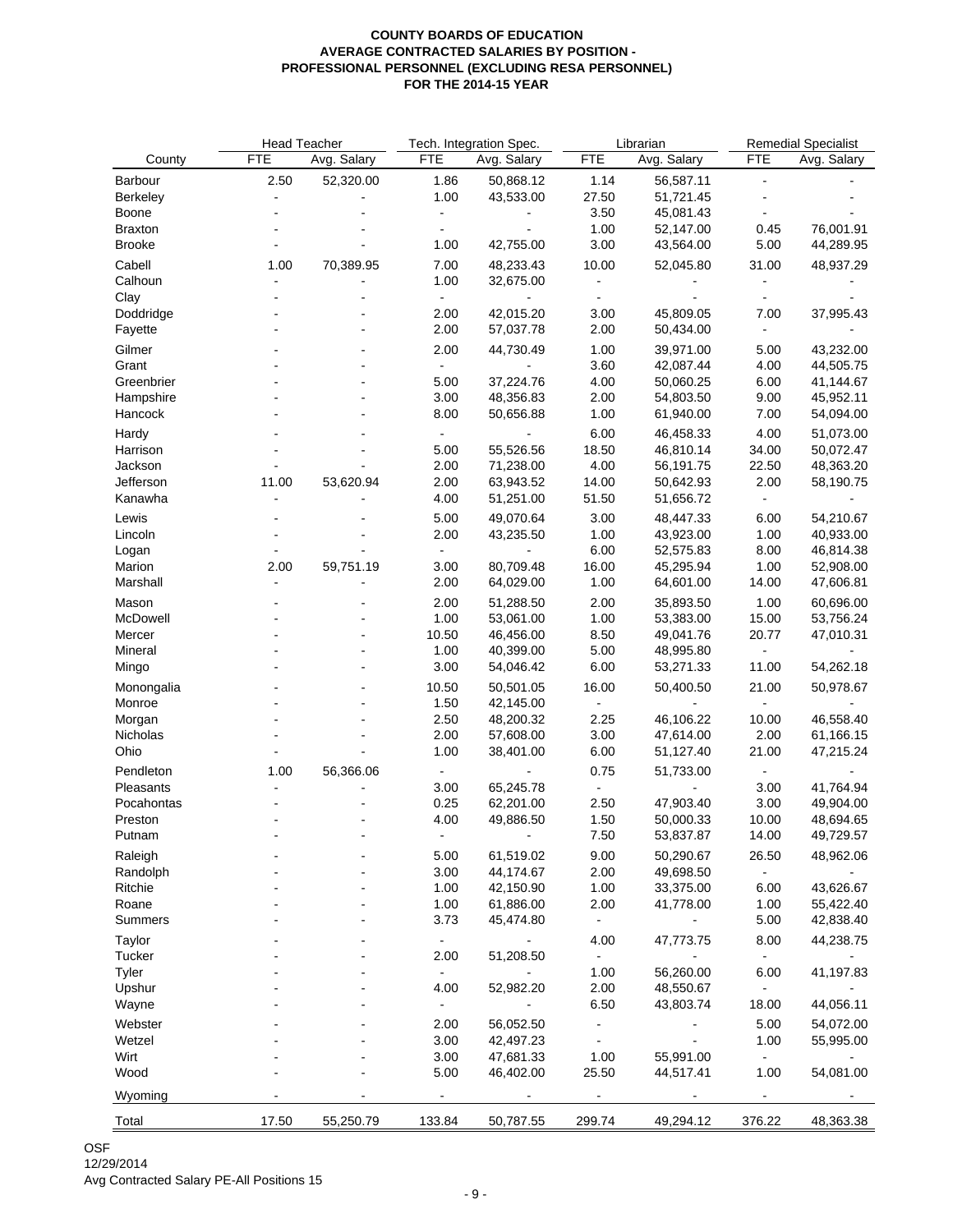# COUNTY BOARDS OF EDUCATION
## AVERAGE CONTRACTED SALARIES BY POSITION - PROFESSIONAL PERSONNEL (EXCLUDING RESA PERSONNEL) FOR THE 2014-15 YEAR

| County | Head Teacher | | Tech. Integration Spec. | | Librarian | | Remedial Specialist | |
|---|---|---|---|---|---|---|---|---|
| | FTE | Avg. Salary | FTE | Avg. Salary | FTE | Avg. Salary | FTE | Avg. Salary |
| Barbour | 2.50 | 52,320.00 | 1.86 | 50,868.12 | 1.14 | 56,587.11 | - | - |
| Berkeley | - | - | 1.00 | 43,533.00 | 27.50 | 51,721.45 | - | - |
| Boone | - | - | - | - | 3.50 | 45,081.43 | - | - |
| Braxton | - | - | - | - | 1.00 | 52,147.00 | 0.45 | 76,001.91 |
| Brooke | - | - | 1.00 | 42,755.00 | 3.00 | 43,564.00 | 5.00 | 44,289.95 |
| Cabell | 1.00 | 70,389.95 | 7.00 | 48,233.43 | 10.00 | 52,045.80 | 31.00 | 48,937.29 |
| Calhoun | - | - | 1.00 | 32,675.00 | - | - | - | - |
| Clay | - | - | - | - | - | - | - | - |
| Doddridge | - | - | 2.00 | 42,015.20 | 3.00 | 45,809.05 | 7.00 | 37,995.43 |
| Fayette | - | - | 2.00 | 57,037.78 | 2.00 | 50,434.00 | - | - |
| Gilmer | - | - | 2.00 | 44,730.49 | 1.00 | 39,971.00 | 5.00 | 43,232.00 |
| Grant | - | - | - | - | 3.60 | 42,087.44 | 4.00 | 44,505.75 |
| Greenbrier | - | - | 5.00 | 37,224.76 | 4.00 | 50,060.25 | 6.00 | 41,144.67 |
| Hampshire | - | - | 3.00 | 48,356.83 | 2.00 | 54,803.50 | 9.00 | 45,952.11 |
| Hancock | - | - | 8.00 | 50,656.88 | 1.00 | 61,940.00 | 7.00 | 54,094.00 |
| Hardy | - | - | - | - | 6.00 | 46,458.33 | 4.00 | 51,073.00 |
| Harrison | - | - | 5.00 | 55,526.56 | 18.50 | 46,810.14 | 34.00 | 50,072.47 |
| Jackson | - | - | 2.00 | 71,238.00 | 4.00 | 56,191.75 | 22.50 | 48,363.20 |
| Jefferson | 11.00 | 53,620.94 | 2.00 | 63,943.52 | 14.00 | 50,642.93 | 2.00 | 58,190.75 |
| Kanawha | - | - | 4.00 | 51,251.00 | 51.50 | 51,656.72 | - | - |
| Lewis | - | - | 5.00 | 49,070.64 | 3.00 | 48,447.33 | 6.00 | 54,210.67 |
| Lincoln | - | - | 2.00 | 43,235.50 | 1.00 | 43,923.00 | 1.00 | 40,933.00 |
| Logan | - | - | - | - | 6.00 | 52,575.83 | 8.00 | 46,814.38 |
| Marion | 2.00 | 59,751.19 | 3.00 | 80,709.48 | 16.00 | 45,295.94 | 1.00 | 52,908.00 |
| Marshall | - | - | 2.00 | 64,029.00 | 1.00 | 64,601.00 | 14.00 | 47,606.81 |
| Mason | - | - | 2.00 | 51,288.50 | 2.00 | 35,893.50 | 1.00 | 60,696.00 |
| McDowell | - | - | 1.00 | 53,061.00 | 1.00 | 53,383.00 | 15.00 | 53,756.24 |
| Mercer | - | - | 10.50 | 46,456.00 | 8.50 | 49,041.76 | 20.77 | 47,010.31 |
| Mineral | - | - | 1.00 | 40,399.00 | 5.00 | 48,995.80 | - | - |
| Mingo | - | - | 3.00 | 54,046.42 | 6.00 | 53,271.33 | 11.00 | 54,262.18 |
| Monongalia | - | - | 10.50 | 50,501.05 | 16.00 | 50,400.50 | 21.00 | 50,978.67 |
| Monroe | - | - | 1.50 | 42,145.00 | - | - | - | - |
| Morgan | - | - | 2.50 | 48,200.32 | 2.25 | 46,106.22 | 10.00 | 46,558.40 |
| Nicholas | - | - | 2.00 | 57,608.00 | 3.00 | 47,614.00 | 2.00 | 61,166.15 |
| Ohio | - | - | 1.00 | 38,401.00 | 6.00 | 51,127.40 | 21.00 | 47,215.24 |
| Pendleton | 1.00 | 56,366.06 | - | - | 0.75 | 51,733.00 | - | - |
| Pleasants | - | - | 3.00 | 65,245.78 | - | - | 3.00 | 41,764.94 |
| Pocahontas | - | - | 0.25 | 62,201.00 | 2.50 | 47,903.40 | 3.00 | 49,904.00 |
| Preston | - | - | 4.00 | 49,886.50 | 1.50 | 50,000.33 | 10.00 | 48,694.65 |
| Putnam | - | - | - | - | 7.50 | 53,837.87 | 14.00 | 49,729.57 |
| Raleigh | - | - | 5.00 | 61,519.02 | 9.00 | 50,290.67 | 26.50 | 48,962.06 |
| Randolph | - | - | 3.00 | 44,174.67 | 2.00 | 49,698.50 | - | - |
| Ritchie | - | - | 1.00 | 42,150.90 | 1.00 | 33,375.00 | 6.00 | 43,626.67 |
| Roane | - | - | 1.00 | 61,886.00 | 2.00 | 41,778.00 | 1.00 | 55,422.40 |
| Summers | - | - | 3.73 | 45,474.80 | - | - | 5.00 | 42,838.40 |
| Taylor | - | - | - | - | 4.00 | 47,773.75 | 8.00 | 44,238.75 |
| Tucker | - | - | 2.00 | 51,208.50 | - | - | - | - |
| Tyler | - | - | - | - | 1.00 | 56,260.00 | 6.00 | 41,197.83 |
| Upshur | - | - | 4.00 | 52,982.20 | 2.00 | 48,550.67 | - | - |
| Wayne | - | - | - | - | 6.50 | 43,803.74 | 18.00 | 44,056.11 |
| Webster | - | - | 2.00 | 56,052.50 | - | - | 5.00 | 54,072.00 |
| Wetzel | - | - | 3.00 | 42,497.23 | - | - | 1.00 | 55,995.00 |
| Wirt | - | - | 3.00 | 47,681.33 | 1.00 | 55,991.00 | - | - |
| Wood | - | - | 5.00 | 46,402.00 | 25.50 | 44,517.41 | 1.00 | 54,081.00 |
| Wyoming | - | - | - | - | - | - | - | - |
| Total | 17.50 | 55,250.79 | 133.84 | 50,787.55 | 299.74 | 49,294.12 | 376.22 | 48,363.38 |

OSF
12/29/2014
Avg Contracted Salary PE-All Positions 15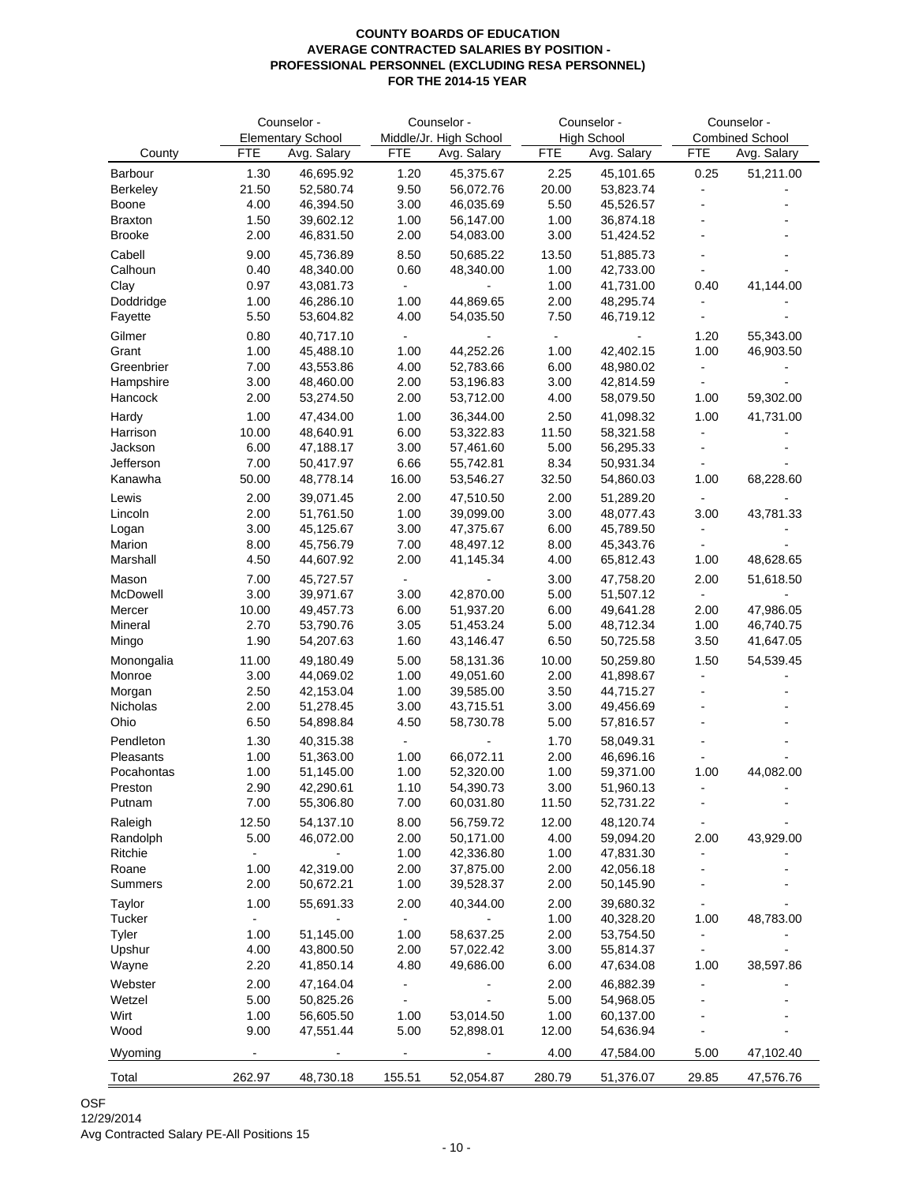**COUNTY BOARDS OF EDUCATION**
**AVERAGE CONTRACTED SALARIES BY POSITION -**
**PROFESSIONAL PERSONNEL (EXCLUDING RESA PERSONNEL)**
**FOR THE 2014-15 YEAR**

| County | Counselor - Elementary School | | Counselor - Middle/Jr. High School | | Counselor - High School | | Counselor - Combined School | |
|---|---|---|---|---|---|---|---|---|
| | FTE | Avg. Salary | FTE | Avg. Salary | FTE | Avg. Salary | FTE | Avg. Salary |
| Barbour | 1.30 | 46,695.92 | 1.20 | 45,375.67 | 2.25 | 45,101.65 | 0.25 | 51,211.00 |
| Berkeley | 21.50 | 52,580.74 | 9.50 | 56,072.76 | 20.00 | 53,823.74 | - | - |
| Boone | 4.00 | 46,394.50 | 3.00 | 46,035.69 | 5.50 | 45,526.57 | - | - |
| Braxton | 1.50 | 39,602.12 | 1.00 | 56,147.00 | 1.00 | 36,874.18 | - | - |
| Brooke | 2.00 | 46,831.50 | 2.00 | 54,083.00 | 3.00 | 51,424.52 | - | - |
| Cabell | 9.00 | 45,736.89 | 8.50 | 50,685.22 | 13.50 | 51,885.73 | - | - |
| Calhoun | 0.40 | 48,340.00 | 0.60 | 48,340.00 | 1.00 | 42,733.00 | - | - |
| Clay | 0.97 | 43,081.73 | - | - | 1.00 | 41,731.00 | 0.40 | 41,144.00 |
| Doddridge | 1.00 | 46,286.10 | 1.00 | 44,869.65 | 2.00 | 48,295.74 | - | - |
| Fayette | 5.50 | 53,604.82 | 4.00 | 54,035.50 | 7.50 | 46,719.12 | - | - |
| Gilmer | 0.80 | 40,717.10 | - | - | - | - | 1.20 | 55,343.00 |
| Grant | 1.00 | 45,488.10 | 1.00 | 44,252.26 | 1.00 | 42,402.15 | 1.00 | 46,903.50 |
| Greenbrier | 7.00 | 43,553.86 | 4.00 | 52,783.66 | 6.00 | 48,980.02 | - | - |
| Hampshire | 3.00 | 48,460.00 | 2.00 | 53,196.83 | 3.00 | 42,814.59 | - | - |
| Hancock | 2.00 | 53,274.50 | 2.00 | 53,712.00 | 4.00 | 58,079.50 | 1.00 | 59,302.00 |
| Hardy | 1.00 | 47,434.00 | 1.00 | 36,344.00 | 2.50 | 41,098.32 | 1.00 | 41,731.00 |
| Harrison | 10.00 | 48,640.91 | 6.00 | 53,322.83 | 11.50 | 58,321.58 | - | - |
| Jackson | 6.00 | 47,188.17 | 3.00 | 57,461.60 | 5.00 | 56,295.33 | - | - |
| Jefferson | 7.00 | 50,417.97 | 6.66 | 55,742.81 | 8.34 | 50,931.34 | - | - |
| Kanawha | 50.00 | 48,778.14 | 16.00 | 53,546.27 | 32.50 | 54,860.03 | 1.00 | 68,228.60 |
| Lewis | 2.00 | 39,071.45 | 2.00 | 47,510.50 | 2.00 | 51,289.20 | - | - |
| Lincoln | 2.00 | 51,761.50 | 1.00 | 39,099.00 | 3.00 | 48,077.43 | 3.00 | 43,781.33 |
| Logan | 3.00 | 45,125.67 | 3.00 | 47,375.67 | 6.00 | 45,789.50 | - | - |
| Marion | 8.00 | 45,756.79 | 7.00 | 48,497.12 | 8.00 | 45,343.76 | - | - |
| Marshall | 4.50 | 44,607.92 | 2.00 | 41,145.34 | 4.00 | 65,812.43 | 1.00 | 48,628.65 |
| Mason | 7.00 | 45,727.57 | - | - | 3.00 | 47,758.20 | 2.00 | 51,618.50 |
| McDowell | 3.00 | 39,971.67 | 3.00 | 42,870.00 | 5.00 | 51,507.12 | - | - |
| Mercer | 10.00 | 49,457.73 | 6.00 | 51,937.20 | 6.00 | 49,641.28 | 2.00 | 47,986.05 |
| Mineral | 2.70 | 53,790.76 | 3.05 | 51,453.24 | 5.00 | 48,712.34 | 1.00 | 46,740.75 |
| Mingo | 1.90 | 54,207.63 | 1.60 | 43,146.47 | 6.50 | 50,725.58 | 3.50 | 41,647.05 |
| Monongalia | 11.00 | 49,180.49 | 5.00 | 58,131.36 | 10.00 | 50,259.80 | 1.50 | 54,539.45 |
| Monroe | 3.00 | 44,069.02 | 1.00 | 49,051.60 | 2.00 | 41,898.67 | - | - |
| Morgan | 2.50 | 42,153.04 | 1.00 | 39,585.00 | 3.50 | 44,715.27 | - | - |
| Nicholas | 2.00 | 51,278.45 | 3.00 | 43,715.51 | 3.00 | 49,456.69 | - | - |
| Ohio | 6.50 | 54,898.84 | 4.50 | 58,730.78 | 5.00 | 57,816.57 | - | - |
| Pendleton | 1.30 | 40,315.38 | - | - | 1.70 | 58,049.31 | - | - |
| Pleasants | 1.00 | 51,363.00 | 1.00 | 66,072.11 | 2.00 | 46,696.16 | - | - |
| Pocahontas | 1.00 | 51,145.00 | 1.00 | 52,320.00 | 1.00 | 59,371.00 | 1.00 | 44,082.00 |
| Preston | 2.90 | 42,290.61 | 1.10 | 54,390.73 | 3.00 | 51,960.13 | - | - |
| Putnam | 7.00 | 55,306.80 | 7.00 | 60,031.80 | 11.50 | 52,731.22 | - | - |
| Raleigh | 12.50 | 54,137.10 | 8.00 | 56,759.72 | 12.00 | 48,120.74 | - | - |
| Randolph | 5.00 | 46,072.00 | 2.00 | 50,171.00 | 4.00 | 59,094.20 | 2.00 | 43,929.00 |
| Ritchie | - | - | 1.00 | 42,336.80 | 1.00 | 47,831.30 | - | - |
| Roane | 1.00 | 42,319.00 | 2.00 | 37,875.00 | 2.00 | 42,056.18 | - | - |
| Summers | 2.00 | 50,672.21 | 1.00 | 39,528.37 | 2.00 | 50,145.90 | - | - |
| Taylor | 1.00 | 55,691.33 | 2.00 | 40,344.00 | 2.00 | 39,680.32 | - | - |
| Tucker | - | - | - | - | 1.00 | 40,328.20 | 1.00 | 48,783.00 |
| Tyler | 1.00 | 51,145.00 | 1.00 | 58,637.25 | 2.00 | 53,754.50 | - | - |
| Upshur | 4.00 | 43,800.50 | 2.00 | 57,022.42 | 3.00 | 55,814.37 | - | - |
| Wayne | 2.20 | 41,850.14 | 4.80 | 49,686.00 | 6.00 | 47,634.08 | 1.00 | 38,597.86 |
| Webster | 2.00 | 47,164.04 | - | - | 2.00 | 46,882.39 | - | - |
| Wetzel | 5.00 | 50,825.26 | - | - | 5.00 | 54,968.05 | - | - |
| Wirt | 1.00 | 56,605.50 | 1.00 | 53,014.50 | 1.00 | 60,137.00 | - | - |
| Wood | 9.00 | 47,551.44 | 5.00 | 52,898.01 | 12.00 | 54,636.94 | - | - |
| Wyoming | - | - | - | - | 4.00 | 47,584.00 | 5.00 | 47,102.40 |
| Total | 262.97 | 48,730.18 | 155.51 | 52,054.87 | 280.79 | 51,376.07 | 29.85 | 47,576.76 |

OSF
12/29/2014
Avg Contracted Salary PE-All Positions 15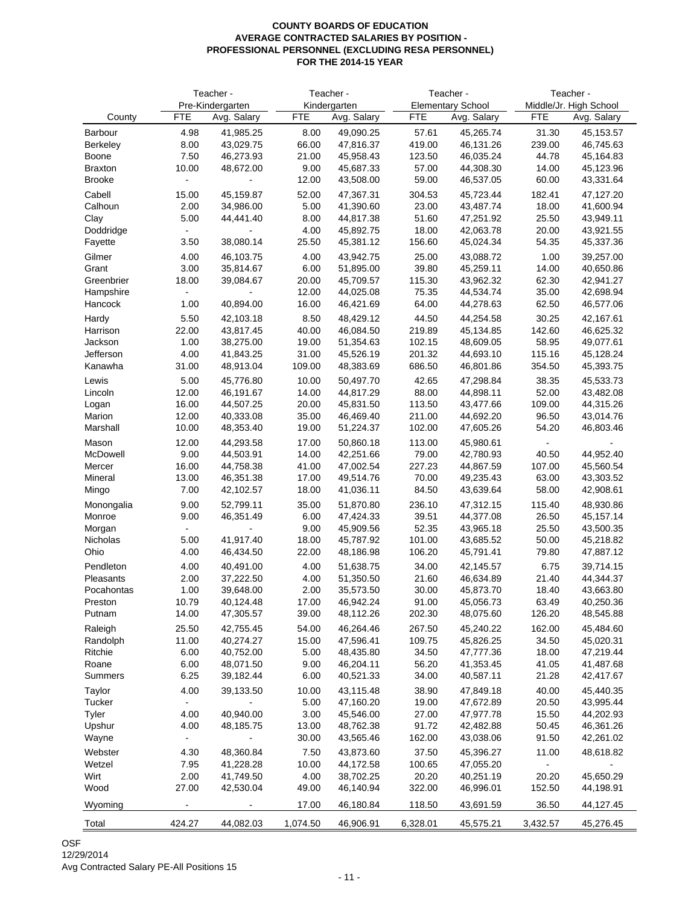**COUNTY BOARDS OF EDUCATION**
**AVERAGE CONTRACTED SALARIES BY POSITION -**
**PROFESSIONAL PERSONNEL (EXCLUDING RESA PERSONNEL)**
**FOR THE 2014-15 YEAR**

| County | Teacher - Pre-Kindergarten | | Teacher - Kindergarten | | Teacher - Elementary School | | Teacher - Middle/Jr. High School | |
|---|---|---|---|---|---|---|---|---|
| | FTE | Avg. Salary | FTE | Avg. Salary | FTE | Avg. Salary | FTE | Avg. Salary |
| Barbour | 4.98 | 41,985.25 | 8.00 | 49,090.25 | 57.61 | 45,265.74 | 31.30 | 45,153.57 |
| Berkeley | 8.00 | 43,029.75 | 66.00 | 47,816.37 | 419.00 | 46,131.26 | 239.00 | 46,745.63 |
| Boone | 7.50 | 46,273.93 | 21.00 | 45,958.43 | 123.50 | 46,035.24 | 44.78 | 45,164.83 |
| Braxton | 10.00 | 48,672.00 | 9.00 | 45,687.33 | 57.00 | 44,308.30 | 14.00 | 45,123.96 |
| Brooke | - | - | 12.00 | 43,508.00 | 59.00 | 46,537.05 | 60.00 | 43,331.64 |
| Cabell | 15.00 | 45,159.87 | 52.00 | 47,367.31 | 304.53 | 45,723.44 | 182.41 | 47,127.20 |
| Calhoun | 2.00 | 34,986.00 | 5.00 | 41,390.60 | 23.00 | 43,487.74 | 18.00 | 41,600.94 |
| Clay | 5.00 | 44,441.40 | 8.00 | 44,817.38 | 51.60 | 47,251.92 | 25.50 | 43,949.11 |
| Doddridge | - | - | 4.00 | 45,892.75 | 18.00 | 42,063.78 | 20.00 | 43,921.55 |
| Fayette | 3.50 | 38,080.14 | 25.50 | 45,381.12 | 156.60 | 45,024.34 | 54.35 | 45,337.36 |
| Gilmer | 4.00 | 46,103.75 | 4.00 | 43,942.75 | 25.00 | 43,088.72 | 1.00 | 39,257.00 |
| Grant | 3.00 | 35,814.67 | 6.00 | 51,895.00 | 39.80 | 45,259.11 | 14.00 | 40,650.86 |
| Greenbrier | 18.00 | 39,084.67 | 20.00 | 45,709.57 | 115.30 | 43,962.32 | 62.30 | 42,941.27 |
| Hampshire | - | - | 12.00 | 44,025.08 | 75.35 | 44,534.74 | 35.00 | 42,698.94 |
| Hancock | 1.00 | 40,894.00 | 16.00 | 46,421.69 | 64.00 | 44,278.63 | 62.50 | 46,577.06 |
| Hardy | 5.50 | 42,103.18 | 8.50 | 48,429.12 | 44.50 | 44,254.58 | 30.25 | 42,167.61 |
| Harrison | 22.00 | 43,817.45 | 40.00 | 46,084.50 | 219.89 | 45,134.85 | 142.60 | 46,625.32 |
| Jackson | 1.00 | 38,275.00 | 19.00 | 51,354.63 | 102.15 | 48,609.05 | 58.95 | 49,077.61 |
| Jefferson | 4.00 | 41,843.25 | 31.00 | 45,526.19 | 201.32 | 44,693.10 | 115.16 | 45,128.24 |
| Kanawha | 31.00 | 48,913.04 | 109.00 | 48,383.69 | 686.50 | 46,801.86 | 354.50 | 45,393.75 |
| Lewis | 5.00 | 45,776.80 | 10.00 | 50,497.70 | 42.65 | 47,298.84 | 38.35 | 45,533.73 |
| Lincoln | 12.00 | 46,191.67 | 14.00 | 44,817.29 | 88.00 | 44,898.11 | 52.00 | 43,482.08 |
| Logan | 16.00 | 44,507.25 | 20.00 | 45,831.50 | 113.50 | 43,477.66 | 109.00 | 44,315.26 |
| Marion | 12.00 | 40,333.08 | 35.00 | 46,469.40 | 211.00 | 44,692.20 | 96.50 | 43,014.76 |
| Marshall | 10.00 | 48,353.40 | 19.00 | 51,224.37 | 102.00 | 47,605.26 | 54.20 | 46,803.46 |
| Mason | 12.00 | 44,293.58 | 17.00 | 50,860.18 | 113.00 | 45,980.61 | - | - |
| McDowell | 9.00 | 44,503.91 | 14.00 | 42,251.66 | 79.00 | 42,780.93 | 40.50 | 44,952.40 |
| Mercer | 16.00 | 44,758.38 | 41.00 | 47,002.54 | 227.23 | 44,867.59 | 107.00 | 45,560.54 |
| Mineral | 13.00 | 46,351.38 | 17.00 | 49,514.76 | 70.00 | 49,235.43 | 63.00 | 43,303.52 |
| Mingo | 7.00 | 42,102.57 | 18.00 | 41,036.11 | 84.50 | 43,639.64 | 58.00 | 42,908.61 |
| Monongalia | 9.00 | 52,799.11 | 35.00 | 51,870.80 | 236.10 | 47,312.15 | 115.40 | 48,930.86 |
| Monroe | 9.00 | 46,351.49 | 6.00 | 47,424.33 | 39.51 | 44,377.08 | 26.50 | 45,157.14 |
| Morgan | - | - | 9.00 | 45,909.56 | 52.35 | 43,965.18 | 25.50 | 43,500.35 |
| Nicholas | 5.00 | 41,917.40 | 18.00 | 45,787.92 | 101.00 | 43,685.52 | 50.00 | 45,218.82 |
| Ohio | 4.00 | 46,434.50 | 22.00 | 48,186.98 | 106.20 | 45,791.41 | 79.80 | 47,887.12 |
| Pendleton | 4.00 | 40,491.00 | 4.00 | 51,638.75 | 34.00 | 42,145.57 | 6.75 | 39,714.15 |
| Pleasants | 2.00 | 37,222.50 | 4.00 | 51,350.50 | 21.60 | 46,634.89 | 21.40 | 44,344.37 |
| Pocahontas | 1.00 | 39,648.00 | 2.00 | 35,573.50 | 30.00 | 45,873.70 | 18.40 | 43,663.80 |
| Preston | 10.79 | 40,124.48 | 17.00 | 46,942.24 | 91.00 | 45,056.73 | 63.49 | 40,250.36 |
| Putnam | 14.00 | 47,305.57 | 39.00 | 48,112.26 | 202.30 | 48,075.60 | 126.20 | 48,545.88 |
| Raleigh | 25.50 | 42,755.45 | 54.00 | 46,264.46 | 267.50 | 45,240.22 | 162.00 | 45,484.60 |
| Randolph | 11.00 | 40,274.27 | 15.00 | 47,596.41 | 109.75 | 45,826.25 | 34.50 | 45,020.31 |
| Ritchie | 6.00 | 40,752.00 | 5.00 | 48,435.80 | 34.50 | 47,777.36 | 18.00 | 47,219.44 |
| Roane | 6.00 | 48,071.50 | 9.00 | 46,204.11 | 56.20 | 41,353.45 | 41.05 | 41,487.68 |
| Summers | 6.25 | 39,182.44 | 6.00 | 40,521.33 | 34.00 | 40,587.11 | 21.28 | 42,417.67 |
| Taylor | 4.00 | 39,133.50 | 10.00 | 43,115.48 | 38.90 | 47,849.18 | 40.00 | 45,440.35 |
| Tucker | - | - | 5.00 | 47,160.20 | 19.00 | 47,672.89 | 20.50 | 43,995.44 |
| Tyler | 4.00 | 40,940.00 | 3.00 | 45,546.00 | 27.00 | 47,977.78 | 15.50 | 44,202.93 |
| Upshur | 4.00 | 48,185.75 | 13.00 | 48,762.38 | 91.72 | 42,482.88 | 50.45 | 46,361.26 |
| Wayne | - | - | 30.00 | 43,565.46 | 162.00 | 43,038.06 | 91.50 | 42,261.02 |
| Webster | 4.30 | 48,360.84 | 7.50 | 43,873.60 | 37.50 | 45,396.27 | 11.00 | 48,618.82 |
| Wetzel | 7.95 | 41,228.28 | 10.00 | 44,172.58 | 100.65 | 47,055.20 | - | - |
| Wirt | 2.00 | 41,749.50 | 4.00 | 38,702.25 | 20.20 | 40,251.19 | 20.20 | 45,650.29 |
| Wood | 27.00 | 42,530.04 | 49.00 | 46,140.94 | 322.00 | 46,996.01 | 152.50 | 44,198.91 |
| Wyoming | - | - | 17.00 | 46,180.84 | 118.50 | 43,691.59 | 36.50 | 44,127.45 |
| Total | 424.27 | 44,082.03 | 1,074.50 | 46,906.91 | 6,328.01 | 45,575.21 | 3,432.57 | 45,276.45 |

OSF
12/29/2014
Avg Contracted Salary PE-All Positions 15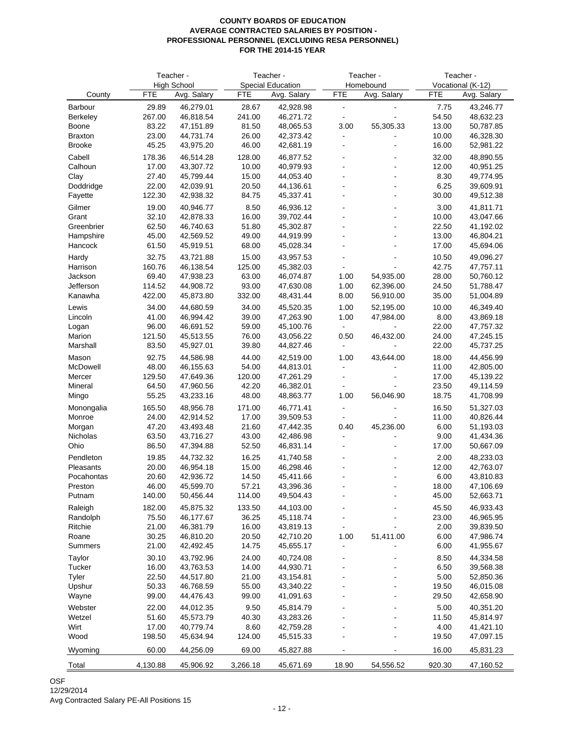**COUNTY BOARDS OF EDUCATION**
**AVERAGE CONTRACTED SALARIES BY POSITION -**
**PROFESSIONAL PERSONNEL (EXCLUDING RESA PERSONNEL)**
**FOR THE 2014-15 YEAR**

| | Teacher - High School | | Teacher - Special Education | | Teacher - Homebound | | Teacher - Vocational (K-12) | |
|---|---|---|---|---|---|---|---|---|
| County | FTE | Avg. Salary | FTE | Avg. Salary | FTE | Avg. Salary | FTE | Avg. Salary |
| Barbour | 29.89 | 46,279.01 | 28.67 | 42,928.98 | - | - | 7.75 | 43,246.77 |
| Berkeley | 267.00 | 46,818.54 | 241.00 | 46,271.72 | - | - | 54.50 | 48,632.23 |
| Boone | 83.22 | 47,151.89 | 81.50 | 48,065.53 | 3.00 | 55,305.33 | 13.00 | 50,787.85 |
| Braxton | 23.00 | 44,731.74 | 26.00 | 42,373.42 | - | - | 10.00 | 46,328.30 |
| Brooke | 45.25 | 43,975.20 | 46.00 | 42,681.19 | - | - | 16.00 | 52,981.22 |
| Cabell | 178.36 | 46,514.28 | 128.00 | 46,877.52 | - | - | 32.00 | 48,890.55 |
| Calhoun | 17.00 | 43,307.72 | 10.00 | 40,979.93 | - | - | 12.00 | 40,951.25 |
| Clay | 27.40 | 45,799.44 | 15.00 | 44,053.40 | - | - | 8.30 | 49,774.95 |
| Doddridge | 22.00 | 42,039.91 | 20.50 | 44,136.61 | - | - | 6.25 | 39,609.91 |
| Fayette | 122.30 | 42,938.32 | 84.75 | 45,337.41 | - | - | 30.00 | 49,512.38 |
| Gilmer | 19.00 | 40,946.77 | 8.50 | 46,936.12 | - | - | 3.00 | 41,811.71 |
| Grant | 32.10 | 42,878.33 | 16.00 | 39,702.44 | - | - | 10.00 | 43,047.66 |
| Greenbrier | 62.50 | 46,740.63 | 51.80 | 45,302.87 | - | - | 22.50 | 41,192.02 |
| Hampshire | 45.00 | 42,569.52 | 49.00 | 44,919.99 | - | - | 13.00 | 46,804.21 |
| Hancock | 61.50 | 45,919.51 | 68.00 | 45,028.34 | - | - | 17.00 | 45,694.06 |
| Hardy | 32.75 | 43,721.88 | 15.00 | 43,957.53 | - | - | 10.50 | 49,096.27 |
| Harrison | 160.76 | 46,138.54 | 125.00 | 45,382.03 | - | - | 42.75 | 47,757.11 |
| Jackson | 69.40 | 47,938.23 | 63.00 | 46,074.87 | 1.00 | 54,935.00 | 28.00 | 50,760.12 |
| Jefferson | 114.52 | 44,908.72 | 93.00 | 47,630.08 | 1.00 | 62,396.00 | 24.50 | 51,788.47 |
| Kanawha | 422.00 | 45,873.80 | 332.00 | 48,431.44 | 8.00 | 56,910.00 | 35.00 | 51,004.89 |
| Lewis | 34.00 | 44,680.59 | 34.00 | 45,520.35 | 1.00 | 52,195.00 | 10.00 | 46,349.40 |
| Lincoln | 41.00 | 46,994.42 | 39.00 | 47,263.90 | 1.00 | 47,984.00 | 8.00 | 43,869.18 |
| Logan | 96.00 | 46,691.52 | 59.00 | 45,100.76 | - | - | 22.00 | 47,757.32 |
| Marion | 121.50 | 45,513.55 | 76.00 | 43,056.22 | 0.50 | 46,432.00 | 24.00 | 47,245.15 |
| Marshall | 83.50 | 45,927.01 | 39.80 | 44,827.46 | - | - | 22.00 | 45,737.25 |
| Mason | 92.75 | 44,586.98 | 44.00 | 42,519.00 | 1.00 | 43,644.00 | 18.00 | 44,456.99 |
| McDowell | 48.00 | 46,155.63 | 54.00 | 44,813.01 | - | - | 11.00 | 42,805.00 |
| Mercer | 129.50 | 47,649.36 | 120.00 | 47,261.29 | - | - | 17.00 | 45,139.22 |
| Mineral | 64.50 | 47,960.56 | 42.20 | 46,382.01 | - | - | 23.50 | 49,114.59 |
| Mingo | 55.25 | 43,233.16 | 48.00 | 48,863.77 | 1.00 | 56,046.90 | 18.75 | 41,708.99 |
| Monongalia | 165.50 | 48,956.78 | 171.00 | 46,771.41 | - | - | 16.50 | 51,327.03 |
| Monroe | 24.00 | 42,914.52 | 17.00 | 39,509.53 | - | - | 11.00 | 40,826.44 |
| Morgan | 47.20 | 43,493.48 | 21.60 | 47,442.35 | 0.40 | 45,236.00 | 6.00 | 51,193.03 |
| Nicholas | 63.50 | 43,716.27 | 43.00 | 42,486.98 | - | - | 9.00 | 41,434.36 |
| Ohio | 86.50 | 47,394.88 | 52.50 | 46,831.14 | - | - | 17.00 | 50,667.09 |
| Pendleton | 19.85 | 44,732.32 | 16.25 | 41,740.58 | - | - | 2.00 | 48,233.03 |
| Pleasants | 20.00 | 46,954.18 | 15.00 | 46,298.46 | - | - | 12.00 | 42,763.07 |
| Pocahontas | 20.60 | 42,936.72 | 14.50 | 45,411.66 | - | - | 6.00 | 43,810.83 |
| Preston | 46.00 | 45,599.70 | 57.21 | 43,396.36 | - | - | 18.00 | 47,106.69 |
| Putnam | 140.00 | 50,456.44 | 114.00 | 49,504.43 | - | - | 45.00 | 52,663.71 |
| Raleigh | 182.00 | 45,875.32 | 133.50 | 44,103.00 | - | - | 45.50 | 46,933.43 |
| Randolph | 75.50 | 46,177.67 | 36.25 | 45,118.74 | - | - | 23.00 | 46,965.95 |
| Ritchie | 21.00 | 46,381.79 | 16.00 | 43,819.13 | - | - | 2.00 | 39,839.50 |
| Roane | 30.25 | 46,810.20 | 20.50 | 42,710.20 | 1.00 | 51,411.00 | 6.00 | 47,986.74 |
| Summers | 21.00 | 42,492.45 | 14.75 | 45,655.17 | - | - | 6.00 | 41,955.67 |
| Taylor | 30.10 | 43,792.96 | 24.00 | 40,724.08 | - | - | 8.50 | 44,334.58 |
| Tucker | 16.00 | 43,763.53 | 14.00 | 44,930.71 | - | - | 6.50 | 39,568.38 |
| Tyler | 22.50 | 44,517.80 | 21.00 | 43,154.81 | - | - | 5.00 | 52,850.36 |
| Upshur | 50.33 | 46,768.59 | 55.00 | 43,340.22 | - | - | 19.50 | 46,015.08 |
| Wayne | 99.00 | 44,476.43 | 99.00 | 41,091.63 | - | - | 29.50 | 42,658.90 |
| Webster | 22.00 | 44,012.35 | 9.50 | 45,814.79 | - | - | 5.00 | 40,351.20 |
| Wetzel | 51.60 | 45,573.79 | 40.30 | 43,283.26 | - | - | 11.50 | 45,814.97 |
| Wirt | 17.00 | 40,779.74 | 8.60 | 42,759.28 | - | - | 4.00 | 41,421.10 |
| Wood | 198.50 | 45,634.94 | 124.00 | 45,515.33 | - | - | 19.50 | 47,097.15 |
| Wyoming | 60.00 | 44,256.09 | 69.00 | 45,827.88 | - | - | 16.00 | 45,831.23 |
| Total | 4,130.88 | 45,906.92 | 3,266.18 | 45,671.69 | 18.90 | 54,556.52 | 920.30 | 47,160.52 |

OSF
12/29/2014
Avg Contracted Salary PE-All Positions 15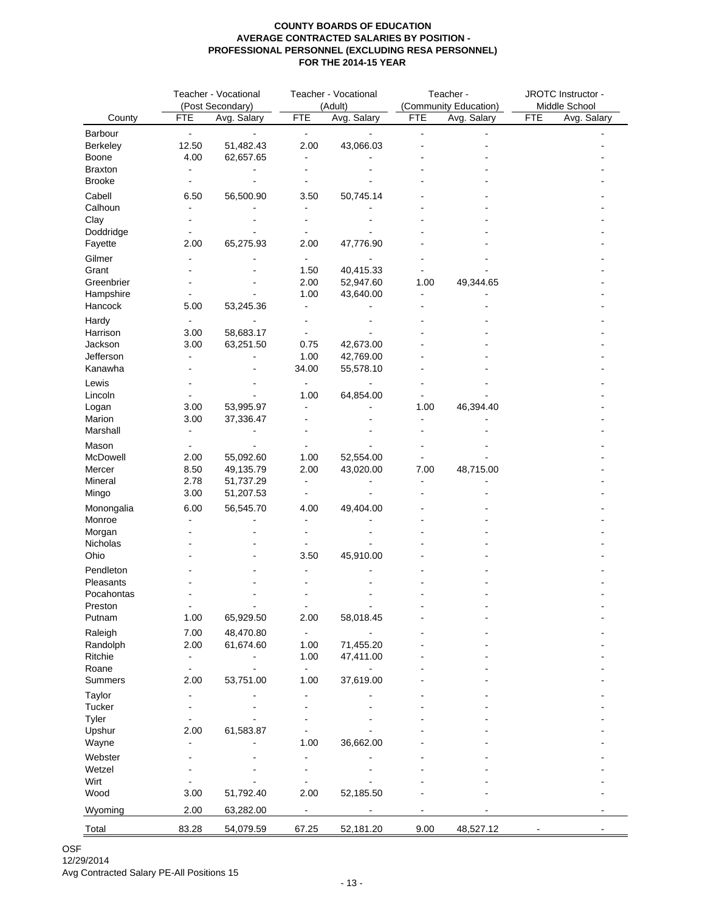**COUNTY BOARDS OF EDUCATION**
**AVERAGE CONTRACTED SALARIES BY POSITION -**
**PROFESSIONAL PERSONNEL (EXCLUDING RESA PERSONNEL)**
**FOR THE 2014-15 YEAR**

| | Teacher - Vocational (Post Secondary) | | Teacher - Vocational (Adult) | | Teacher - (Community Education) | | JROTC Instructor - Middle School | |
|---|---|---|---|---|---|---|---|---|
| County | FTE | Avg. Salary | FTE | Avg. Salary | FTE | Avg. Salary | FTE | Avg. Salary |
| Barbour | - | - | - | - | - | - | | - |
| Berkeley | 12.50 | 51,482.43 | 2.00 | 43,066.03 | - | - | | - |
| Boone | 4.00 | 62,657.65 | - | - | - | - | | - |
| Braxton | - | - | - | - | - | - | | - |
| Brooke | - | - | - | - | - | - | | - |
| Cabell | 6.50 | 56,500.90 | 3.50 | 50,745.14 | - | - | | - |
| Calhoun | - | - | - | - | - | - | | - |
| Clay | - | - | - | - | - | - | | - |
| Doddridge | - | - | - | - | - | - | | - |
| Fayette | 2.00 | 65,275.93 | 2.00 | 47,776.90 | - | - | | - |
| Gilmer | - | - | - | - | - | - | | - |
| Grant | - | - | 1.50 | 40,415.33 | - | - | | - |
| Greenbrier | - | - | 2.00 | 52,947.60 | 1.00 | 49,344.65 | | - |
| Hampshire | - | - | 1.00 | 43,640.00 | - | - | | - |
| Hancock | 5.00 | 53,245.36 | - | - | - | - | | - |
| Hardy | - | - | - | - | - | - | | - |
| Harrison | 3.00 | 58,683.17 | - | - | - | - | | - |
| Jackson | 3.00 | 63,251.50 | 0.75 | 42,673.00 | - | - | | - |
| Jefferson | - | - | 1.00 | 42,769.00 | - | - | | - |
| Kanawha | - | - | 34.00 | 55,578.10 | - | - | | - |
| Lewis | - | - | - | - | - | - | | - |
| Lincoln | - | - | 1.00 | 64,854.00 | - | - | | - |
| Logan | 3.00 | 53,995.97 | - | - | 1.00 | 46,394.40 | | - |
| Marion | 3.00 | 37,336.47 | - | - | - | - | | - |
| Marshall | - | - | - | - | - | - | | - |
| Mason | - | - | - | - | - | - | | - |
| McDowell | 2.00 | 55,092.60 | 1.00 | 52,554.00 | - | - | | - |
| Mercer | 8.50 | 49,135.79 | 2.00 | 43,020.00 | 7.00 | 48,715.00 | | - |
| Mineral | 2.78 | 51,737.29 | - | - | - | - | | - |
| Mingo | 3.00 | 51,207.53 | - | - | - | - | | - |
| Monongalia | 6.00 | 56,545.70 | 4.00 | 49,404.00 | - | - | | - |
| Monroe | - | - | - | - | - | - | | - |
| Morgan | - | - | - | - | - | - | | - |
| Nicholas | - | - | - | - | - | - | | - |
| Ohio | - | - | 3.50 | 45,910.00 | - | - | | - |
| Pendleton | - | - | - | - | - | - | | - |
| Pleasants | - | - | - | - | - | - | | - |
| Pocahontas | - | - | - | - | - | - | | - |
| Preston | - | - | - | - | - | - | | - |
| Putnam | 1.00 | 65,929.50 | 2.00 | 58,018.45 | - | - | | - |
| Raleigh | 7.00 | 48,470.80 | - | - | - | - | | - |
| Randolph | 2.00 | 61,674.60 | 1.00 | 71,455.20 | - | - | | - |
| Ritchie | - | - | 1.00 | 47,411.00 | - | - | | - |
| Roane | - | - | - | - | - | - | | - |
| Summers | 2.00 | 53,751.00 | 1.00 | 37,619.00 | - | - | | - |
| Taylor | - | - | - | - | - | - | | - |
| Tucker | - | - | - | - | - | - | | - |
| Tyler | - | - | - | - | - | - | | - |
| Upshur | 2.00 | 61,583.87 | - | - | - | - | | - |
| Wayne | - | - | 1.00 | 36,662.00 | - | - | | - |
| Webster | - | - | - | - | - | - | | - |
| Wetzel | - | - | - | - | - | - | | - |
| Wirt | - | - | - | - | - | - | | - |
| Wood | 3.00 | 51,792.40 | 2.00 | 52,185.50 | - | - | | - |
| Wyoming | 2.00 | 63,282.00 | - | - | - | - | | - |
| Total | 83.28 | 54,079.59 | 67.25 | 52,181.20 | 9.00 | 48,527.12 | - | - |

OSF
12/29/2014
Avg Contracted Salary PE-All Positions 15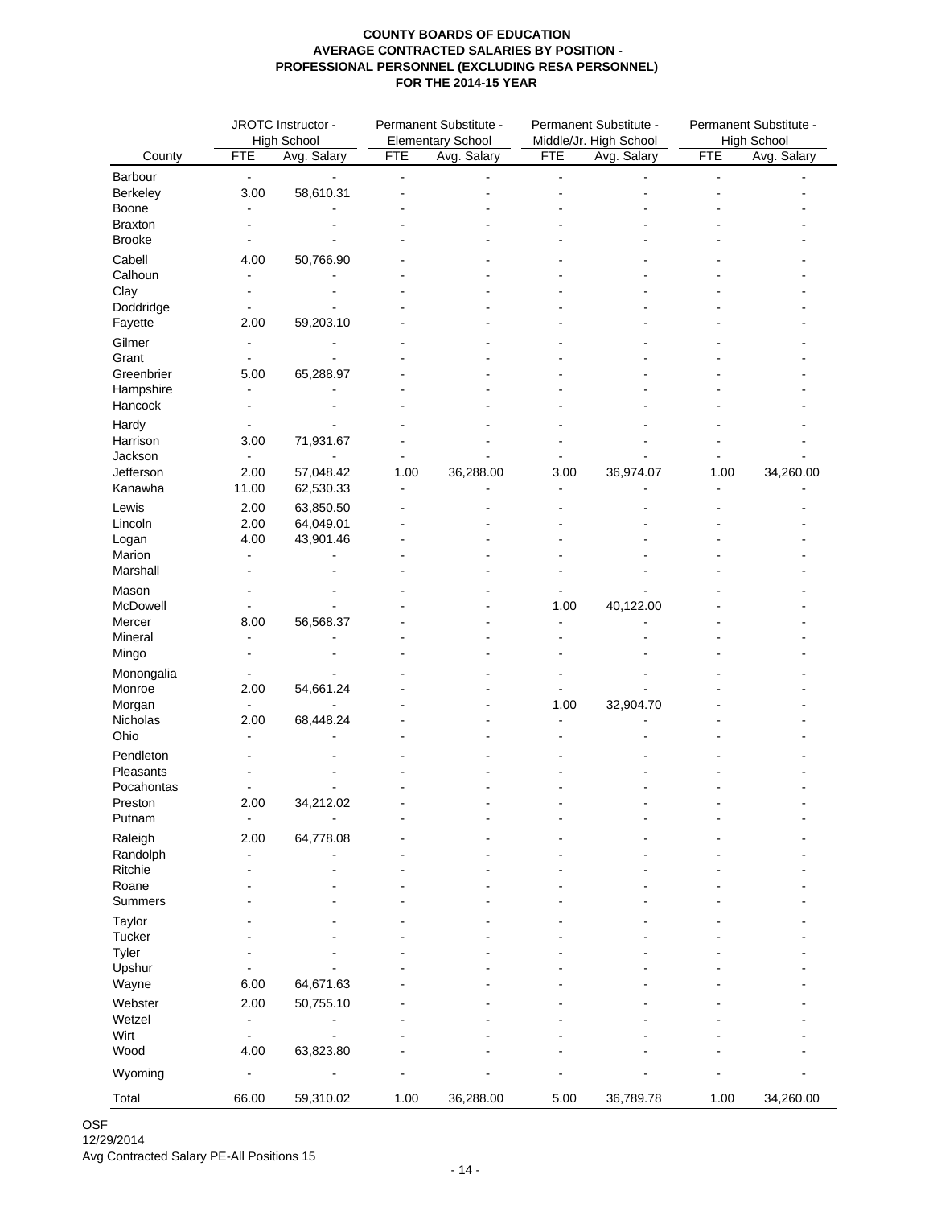**COUNTY BOARDS OF EDUCATION**
**AVERAGE CONTRACTED SALARIES BY POSITION -**
**PROFESSIONAL PERSONNEL (EXCLUDING RESA PERSONNEL)**
**FOR THE 2014-15 YEAR**

| County | JROTC Instructor - High School | | Permanent Substitute - Elementary School | | Permanent Substitute - Middle/Jr. High School | | Permanent Substitute - High School | |
|---|---|---|---|---|---|---|---|---|
| | FTE | Avg. Salary | FTE | Avg. Salary | FTE | Avg. Salary | FTE | Avg. Salary |
| Barbour | - | - | - | - | - | - | - | - |
| Berkeley | 3.00 | 58,610.31 | - | - | - | - | - | - |
| Boone | - | - | - | - | - | - | - | - |
| Braxton | - | - | - | - | - | - | - | - |
| Brooke | - | - | - | - | - | - | - | - |
| Cabell | 4.00 | 50,766.90 | - | - | - | - | - | - |
| Calhoun | - | - | - | - | - | - | - | - |
| Clay | - | - | - | - | - | - | - | - |
| Doddridge | - | - | - | - | - | - | - | - |
| Fayette | 2.00 | 59,203.10 | - | - | - | - | - | - |
| Gilmer | - | - | - | - | - | - | - | - |
| Grant | - | - | - | - | - | - | - | - |
| Greenbrier | 5.00 | 65,288.97 | - | - | - | - | - | - |
| Hampshire | - | - | - | - | - | - | - | - |
| Hancock | - | - | - | - | - | - | - | - |
| Hardy | - | - | - | - | - | - | - | - |
| Harrison | 3.00 | 71,931.67 | - | - | - | - | - | - |
| Jackson | - | - | - | - | - | - | - | - |
| Jefferson | 2.00 | 57,048.42 | 1.00 | 36,288.00 | 3.00 | 36,974.07 | 1.00 | 34,260.00 |
| Kanawha | 11.00 | 62,530.33 | - | - | - | - | - | - |
| Lewis | 2.00 | 63,850.50 | - | - | - | - | - | - |
| Lincoln | 2.00 | 64,049.01 | - | - | - | - | - | - |
| Logan | 4.00 | 43,901.46 | - | - | - | - | - | - |
| Marion | - | - | - | - | - | - | - | - |
| Marshall | - | - | - | - | - | - | - | - |
| Mason | - | - | - | - | - | - | - | - |
| McDowell | - | - | - | - | 1.00 | 40,122.00 | - | - |
| Mercer | 8.00 | 56,568.37 | - | - | - | - | - | - |
| Mineral | - | - | - | - | - | - | - | - |
| Mingo | - | - | - | - | - | - | - | - |
| Monongalia | - | - | - | - | - | - | - | - |
| Monroe | 2.00 | 54,661.24 | - | - | - | - | - | - |
| Morgan | - | - | - | - | 1.00 | 32,904.70 | - | - |
| Nicholas | 2.00 | 68,448.24 | - | - | - | - | - | - |
| Ohio | - | - | - | - | - | - | - | - |
| Pendleton | - | - | - | - | - | - | - | - |
| Pleasants | - | - | - | - | - | - | - | - |
| Pocahontas | - | - | - | - | - | - | - | - |
| Preston | 2.00 | 34,212.02 | - | - | - | - | - | - |
| Putnam | - | - | - | - | - | - | - | - |
| Raleigh | 2.00 | 64,778.08 | - | - | - | - | - | - |
| Randolph | - | - | - | - | - | - | - | - |
| Ritchie | - | - | - | - | - | - | - | - |
| Roane | - | - | - | - | - | - | - | - |
| Summers | - | - | - | - | - | - | - | - |
| Taylor | - | - | - | - | - | - | - | - |
| Tucker | - | - | - | - | - | - | - | - |
| Tyler | - | - | - | - | - | - | - | - |
| Upshur | - | - | - | - | - | - | - | - |
| Wayne | 6.00 | 64,671.63 | - | - | - | - | - | - |
| Webster | 2.00 | 50,755.10 | - | - | - | - | - | - |
| Wetzel | - | - | - | - | - | - | - | - |
| Wirt | - | - | - | - | - | - | - | - |
| Wood | 4.00 | 63,823.80 | - | - | - | - | - | - |
| Wyoming | - | - | - | - | - | - | - | - |
| Total | 66.00 | 59,310.02 | 1.00 | 36,288.00 | 5.00 | 36,789.78 | 1.00 | 34,260.00 |

OSF
12/29/2014
Avg Contracted Salary PE-All Positions 15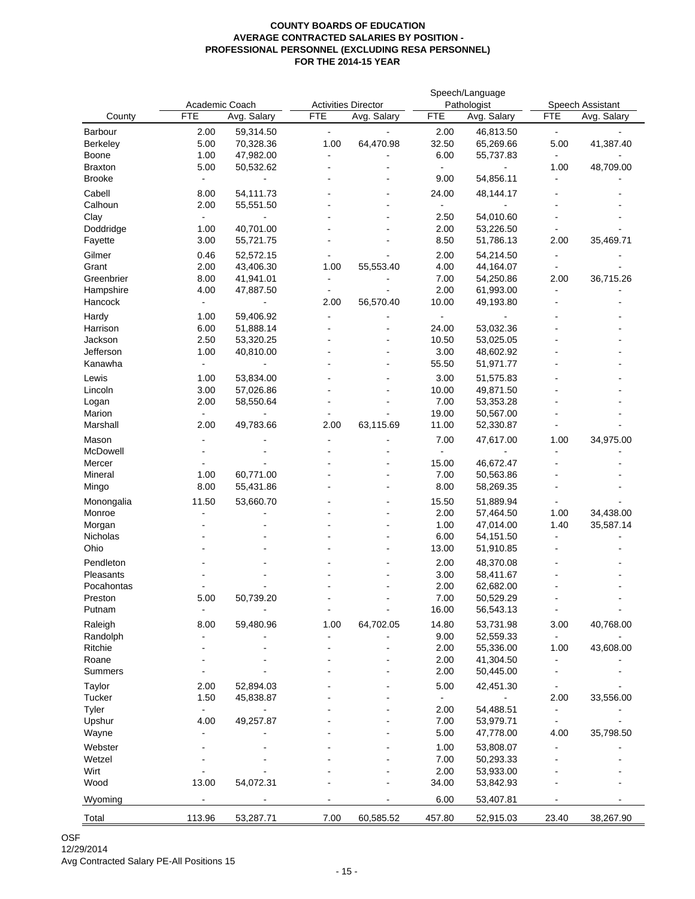**COUNTY BOARDS OF EDUCATION**
**AVERAGE CONTRACTED SALARIES BY POSITION -**
**PROFESSIONAL PERSONNEL (EXCLUDING RESA PERSONNEL)**
**FOR THE 2014-15 YEAR**

| County | Academic Coach | | Activities Director | | Speech/Language Pathologist | | Speech Assistant | |
|---|---|---|---|---|---|---|---|---|
| | FTE | Avg. Salary | FTE | Avg. Salary | FTE | Avg. Salary | FTE | Avg. Salary |
| Barbour | 2.00 | 59,314.50 | - | - | 2.00 | 46,813.50 | - | - |
| Berkeley | 5.00 | 70,328.36 | 1.00 | 64,470.98 | 32.50 | 65,269.66 | 5.00 | 41,387.40 |
| Boone | 1.00 | 47,982.00 | - | - | 6.00 | 55,737.83 | - | - |
| Braxton | 5.00 | 50,532.62 | - | - | - | - | 1.00 | 48,709.00 |
| Brooke | - | - | - | - | 9.00 | 54,856.11 | - | - |
| Cabell | 8.00 | 54,111.73 | - | - | 24.00 | 48,144.17 | - | - |
| Calhoun | 2.00 | 55,551.50 | - | - | - | - | - | - |
| Clay | - | - | - | - | 2.50 | 54,010.60 | - | - |
| Doddridge | 1.00 | 40,701.00 | - | - | 2.00 | 53,226.50 | - | - |
| Fayette | 3.00 | 55,721.75 | - | - | 8.50 | 51,786.13 | 2.00 | 35,469.71 |
| Gilmer | 0.46 | 52,572.15 | - | - | 2.00 | 54,214.50 | - | - |
| Grant | 2.00 | 43,406.30 | 1.00 | 55,553.40 | 4.00 | 44,164.07 | - | - |
| Greenbrier | 8.00 | 41,941.01 | - | - | 7.00 | 54,250.86 | 2.00 | 36,715.26 |
| Hampshire | 4.00 | 47,887.50 | - | - | 2.00 | 61,993.00 | - | - |
| Hancock | - | - | 2.00 | 56,570.40 | 10.00 | 49,193.80 | - | - |
| Hardy | 1.00 | 59,406.92 | - | - | - | - | - | - |
| Harrison | 6.00 | 51,888.14 | - | - | 24.00 | 53,032.36 | - | - |
| Jackson | 2.50 | 53,320.25 | - | - | 10.50 | 53,025.05 | - | - |
| Jefferson | 1.00 | 40,810.00 | - | - | 3.00 | 48,602.92 | - | - |
| Kanawha | - | - | - | - | 55.50 | 51,971.77 | - | - |
| Lewis | 1.00 | 53,834.00 | - | - | 3.00 | 51,575.83 | - | - |
| Lincoln | 3.00 | 57,026.86 | - | - | 10.00 | 49,871.50 | - | - |
| Logan | 2.00 | 58,550.64 | - | - | 7.00 | 53,353.28 | - | - |
| Marion | - | - | - | - | 19.00 | 50,567.00 | - | - |
| Marshall | 2.00 | 49,783.66 | 2.00 | 63,115.69 | 11.00 | 52,330.87 | - | - |
| Mason | - | - | - | - | 7.00 | 47,617.00 | 1.00 | 34,975.00 |
| McDowell | - | - | - | - | - | - | - | - |
| Mercer | - | - | - | - | 15.00 | 46,672.47 | - | - |
| Mineral | 1.00 | 60,771.00 | - | - | 7.00 | 50,563.86 | - | - |
| Mingo | 8.00 | 55,431.86 | - | - | 8.00 | 58,269.35 | - | - |
| Monongalia | 11.50 | 53,660.70 | - | - | 15.50 | 51,889.94 | - | - |
| Monroe | - | - | - | - | 2.00 | 57,464.50 | 1.00 | 34,438.00 |
| Morgan | - | - | - | - | 1.00 | 47,014.00 | 1.40 | 35,587.14 |
| Nicholas | - | - | - | - | 6.00 | 54,151.50 | - | - |
| Ohio | - | - | - | - | 13.00 | 51,910.85 | - | - |
| Pendleton | - | - | - | - | 2.00 | 48,370.08 | - | - |
| Pleasants | - | - | - | - | 3.00 | 58,411.67 | - | - |
| Pocahontas | - | - | - | - | 2.00 | 62,682.00 | - | - |
| Preston | 5.00 | 50,739.20 | - | - | 7.00 | 50,529.29 | - | - |
| Putnam | - | - | - | - | 16.00 | 56,543.13 | - | - |
| Raleigh | 8.00 | 59,480.96 | 1.00 | 64,702.05 | 14.80 | 53,731.98 | 3.00 | 40,768.00 |
| Randolph | - | - | - | - | 9.00 | 52,559.33 | - | - |
| Ritchie | - | - | - | - | 2.00 | 55,336.00 | 1.00 | 43,608.00 |
| Roane | - | - | - | - | 2.00 | 41,304.50 | - | - |
| Summers | - | - | - | - | 2.00 | 50,445.00 | - | - |
| Taylor | 2.00 | 52,894.03 | - | - | 5.00 | 42,451.30 | - | - |
| Tucker | 1.50 | 45,838.87 | - | - | - | - | 2.00 | 33,556.00 |
| Tyler | - | - | - | - | 2.00 | 54,488.51 | - | - |
| Upshur | 4.00 | 49,257.87 | - | - | 7.00 | 53,979.71 | - | - |
| Wayne | - | - | - | - | 5.00 | 47,778.00 | 4.00 | 35,798.50 |
| Webster | - | - | - | - | 1.00 | 53,808.07 | - | - |
| Wetzel | - | - | - | - | 7.00 | 50,293.33 | - | - |
| Wirt | - | - | - | - | 2.00 | 53,933.00 | - | - |
| Wood | 13.00 | 54,072.31 | - | - | 34.00 | 53,842.93 | - | - |
| Wyoming | - | - | - | - | 6.00 | 53,407.81 | - | - |
| Total | 113.96 | 53,287.71 | 7.00 | 60,585.52 | 457.80 | 52,915.03 | 23.40 | 38,267.90 |

OSF
12/29/2014
Avg Contracted Salary PE-All Positions 15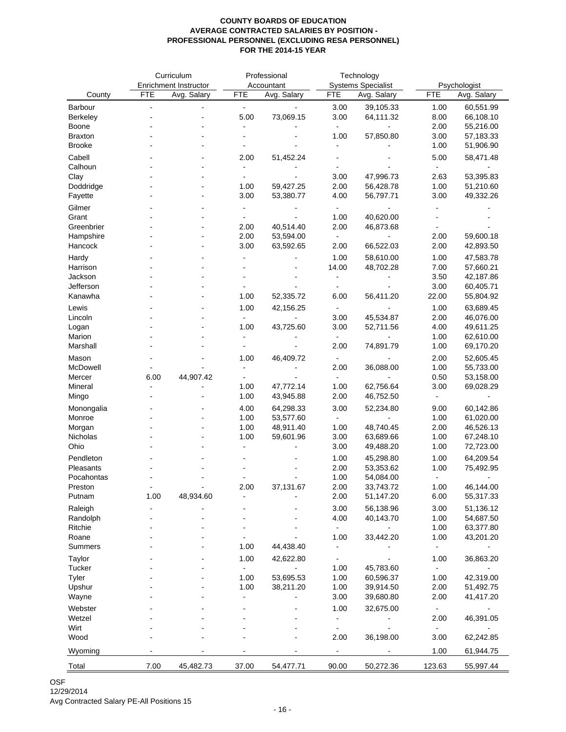**COUNTY BOARDS OF EDUCATION**
**AVERAGE CONTRACTED SALARIES BY POSITION -**
**PROFESSIONAL PERSONNEL (EXCLUDING RESA PERSONNEL)**
**FOR THE 2014-15 YEAR**

| County | Curriculum Enrichment Instructor | | Professional Accountant | | Technology Systems Specialist | | Psychologist | |
|---|---|---|---|---|---|---|---|---|
| | FTE | Avg. Salary | FTE | Avg. Salary | FTE | Avg. Salary | FTE | Avg. Salary |
| Barbour | - | - | - | - | 3.00 | 39,105.33 | 1.00 | 60,551.99 |
| Berkeley | - | - | 5.00 | 73,069.15 | 3.00 | 64,111.32 | 8.00 | 66,108.10 |
| Boone | - | - | - | - | - | - | 2.00 | 55,216.00 |
| Braxton | - | - | - | - | 1.00 | 57,850.80 | 3.00 | 57,183.33 |
| Brooke | - | - | - | - | - | - | 1.00 | 51,906.90 |
| Cabell | - | - | 2.00 | 51,452.24 | - | - | 5.00 | 58,471.48 |
| Calhoun | - | - | - | - | - | - | - | - |
| Clay | - | - | - | - | 3.00 | 47,996.73 | 2.63 | 53,395.83 |
| Doddridge | - | - | 1.00 | 59,427.25 | 2.00 | 56,428.78 | 1.00 | 51,210.60 |
| Fayette | - | - | 3.00 | 53,380.77 | 4.00 | 56,797.71 | 3.00 | 49,332.26 |
| Gilmer | - | - | - | - | - | - | - | - |
| Grant | - | - | - | - | 1.00 | 40,620.00 | - | - |
| Greenbrier | - | - | 2.00 | 40,514.40 | 2.00 | 46,873.68 | - | - |
| Hampshire | - | - | 2.00 | 53,594.00 | - | - | 2.00 | 59,600.18 |
| Hancock | - | - | 3.00 | 63,592.65 | 2.00 | 66,522.03 | 2.00 | 42,893.50 |
| Hardy | - | - | - | - | 1.00 | 58,610.00 | 1.00 | 47,583.78 |
| Harrison | - | - | - | - | 14.00 | 48,702.28 | 7.00 | 57,660.21 |
| Jackson | - | - | - | - | - | - | 3.50 | 42,187.86 |
| Jefferson | - | - | - | - | - | - | 3.00 | 60,405.71 |
| Kanawha | - | - | 1.00 | 52,335.72 | 6.00 | 56,411.20 | 22.00 | 55,804.92 |
| Lewis | - | - | 1.00 | 42,156.25 | - | - | 1.00 | 63,689.45 |
| Lincoln | - | - | - | - | 3.00 | 45,534.87 | 2.00 | 46,076.00 |
| Logan | - | - | 1.00 | 43,725.60 | 3.00 | 52,711.56 | 4.00 | 49,611.25 |
| Marion | - | - | - | - | - | - | 1.00 | 62,610.00 |
| Marshall | - | - | - | - | 2.00 | 74,891.79 | 1.00 | 69,170.20 |
| Mason | - | - | 1.00 | 46,409.72 | - | - | 2.00 | 52,605.45 |
| McDowell | - | - | - | - | 2.00 | 36,088.00 | 1.00 | 55,733.00 |
| Mercer | 6.00 | 44,907.42 | - | - | - | - | 0.50 | 53,158.00 |
| Mineral | - | - | 1.00 | 47,772.14 | 1.00 | 62,756.64 | 3.00 | 69,028.29 |
| Mingo | - | - | 1.00 | 43,945.88 | 2.00 | 46,752.50 | - | - |
| Monongalia | - | - | 4.00 | 64,298.33 | 3.00 | 52,234.80 | 9.00 | 60,142.86 |
| Monroe | - | - | 1.00 | 53,577.60 | - | - | 1.00 | 61,020.00 |
| Morgan | - | - | 1.00 | 48,911.40 | 1.00 | 48,740.45 | 2.00 | 46,526.13 |
| Nicholas | - | - | 1.00 | 59,601.96 | 3.00 | 63,689.66 | 1.00 | 67,248.10 |
| Ohio | - | - | - | - | 3.00 | 49,488.20 | 1.00 | 72,723.00 |
| Pendleton | - | - | - | - | 1.00 | 45,298.80 | 1.00 | 64,209.54 |
| Pleasants | - | - | - | - | 2.00 | 53,353.62 | 1.00 | 75,492.95 |
| Pocahontas | - | - | - | - | 1.00 | 54,084.00 | - | - |
| Preston | - | - | 2.00 | 37,131.67 | 2.00 | 33,743.72 | 1.00 | 46,144.00 |
| Putnam | 1.00 | 48,934.60 | - | - | 2.00 | 51,147.20 | 6.00 | 55,317.33 |
| Raleigh | - | - | - | - | 3.00 | 56,138.96 | 3.00 | 51,136.12 |
| Randolph | - | - | - | - | 4.00 | 40,143.70 | 1.00 | 54,687.50 |
| Ritchie | - | - | - | - | - | - | 1.00 | 63,377.80 |
| Roane | - | - | - | - | 1.00 | 33,442.20 | 1.00 | 43,201.20 |
| Summers | - | - | 1.00 | 44,438.40 | - | - | - | - |
| Taylor | - | - | 1.00 | 42,622.80 | - | - | 1.00 | 36,863.20 |
| Tucker | - | - | - | - | 1.00 | 45,783.60 | - | - |
| Tyler | - | - | 1.00 | 53,695.53 | 1.00 | 60,596.37 | 1.00 | 42,319.00 |
| Upshur | - | - | 1.00 | 38,211.20 | 1.00 | 39,914.50 | 2.00 | 51,492.75 |
| Wayne | - | - | - | - | 3.00 | 39,680.80 | 2.00 | 41,417.20 |
| Webster | - | - | - | - | 1.00 | 32,675.00 | - | - |
| Wetzel | - | - | - | - | - | - | 2.00 | 46,391.05 |
| Wirt | - | - | - | - | - | - | - | - |
| Wood | - | - | - | - | 2.00 | 36,198.00 | 3.00 | 62,242.85 |
| Wyoming | - | - | - | - | - | - | 1.00 | 61,944.75 |
| Total | 7.00 | 45,482.73 | 37.00 | 54,477.71 | 90.00 | 50,272.36 | 123.63 | 55,997.44 |

OSF
12/29/2014
Avg Contracted Salary PE-All Positions 15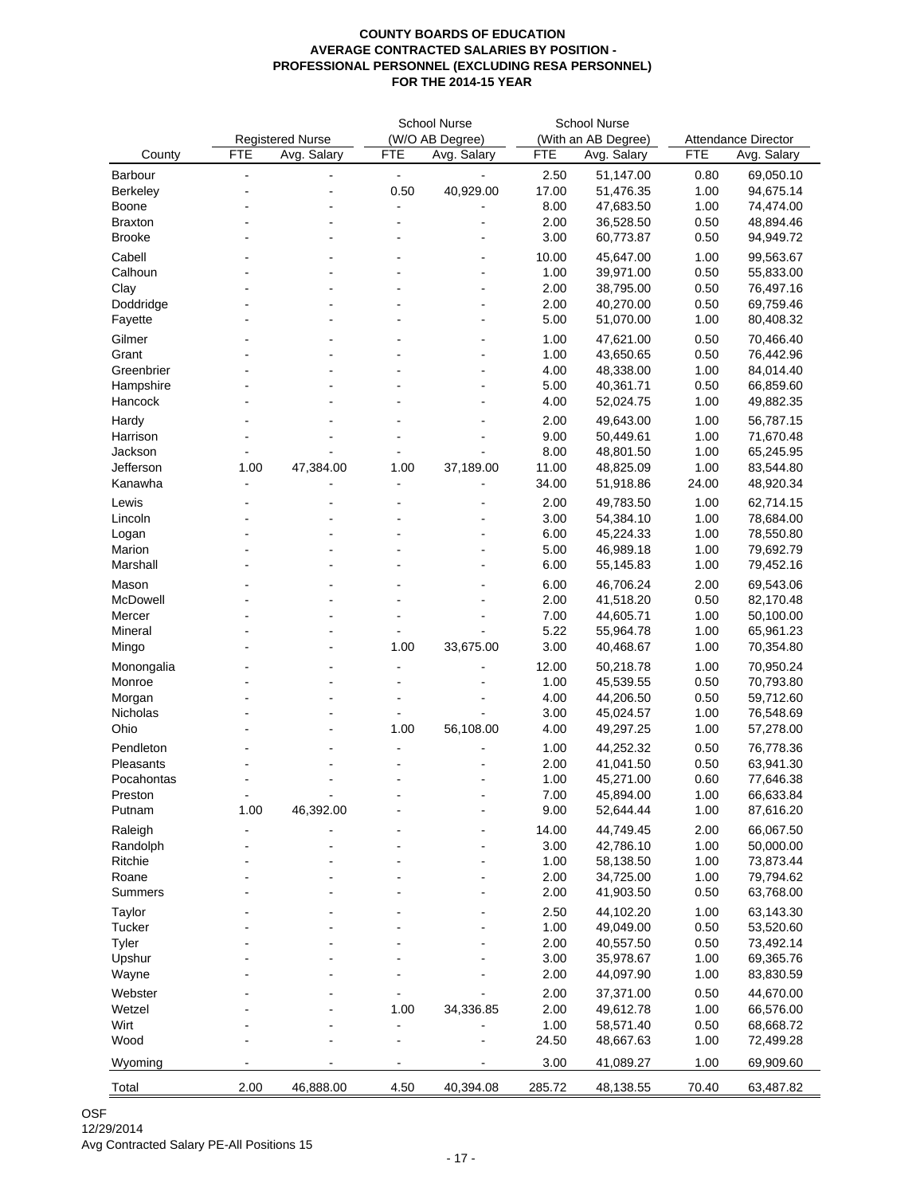**COUNTY BOARDS OF EDUCATION**
**AVERAGE CONTRACTED SALARIES BY POSITION -**
**PROFESSIONAL PERSONNEL (EXCLUDING RESA PERSONNEL)**
**FOR THE 2014-15 YEAR**

| | Registered Nurse | | School Nurse (W/O AB Degree) | | School Nurse (With an AB Degree) | | Attendance Director | |
|---|---|---|---|---|---|---|---|---|
| County | FTE | Avg. Salary | FTE | Avg. Salary | FTE | Avg. Salary | FTE | Avg. Salary |
| Barbour | - | - | - | - | 2.50 | 51,147.00 | 0.80 | 69,050.10 |
| Berkeley | - | - | 0.50 | 40,929.00 | 17.00 | 51,476.35 | 1.00 | 94,675.14 |
| Boone | - | - | - | - | 8.00 | 47,683.50 | 1.00 | 74,474.00 |
| Braxton | - | - | - | - | 2.00 | 36,528.50 | 0.50 | 48,894.46 |
| Brooke | - | - | - | - | 3.00 | 60,773.87 | 0.50 | 94,949.72 |
| Cabell | - | - | - | - | 10.00 | 45,647.00 | 1.00 | 99,563.67 |
| Calhoun | - | - | - | - | 1.00 | 39,971.00 | 0.50 | 55,833.00 |
| Clay | - | - | - | - | 2.00 | 38,795.00 | 0.50 | 76,497.16 |
| Doddridge | - | - | - | - | 2.00 | 40,270.00 | 0.50 | 69,759.46 |
| Fayette | - | - | - | - | 5.00 | 51,070.00 | 1.00 | 80,408.32 |
| Gilmer | - | - | - | - | 1.00 | 47,621.00 | 0.50 | 70,466.40 |
| Grant | - | - | - | - | 1.00 | 43,650.65 | 0.50 | 76,442.96 |
| Greenbrier | - | - | - | - | 4.00 | 48,338.00 | 1.00 | 84,014.40 |
| Hampshire | - | - | - | - | 5.00 | 40,361.71 | 0.50 | 66,859.60 |
| Hancock | - | - | - | - | 4.00 | 52,024.75 | 1.00 | 49,882.35 |
| Hardy | - | - | - | - | 2.00 | 49,643.00 | 1.00 | 56,787.15 |
| Harrison | - | - | - | - | 9.00 | 50,449.61 | 1.00 | 71,670.48 |
| Jackson | - | - | - | - | 8.00 | 48,801.50 | 1.00 | 65,245.95 |
| Jefferson | 1.00 | 47,384.00 | 1.00 | 37,189.00 | 11.00 | 48,825.09 | 1.00 | 83,544.80 |
| Kanawha | - | - | - | - | 34.00 | 51,918.86 | 24.00 | 48,920.34 |
| Lewis | - | - | - | - | 2.00 | 49,783.50 | 1.00 | 62,714.15 |
| Lincoln | - | - | - | - | 3.00 | 54,384.10 | 1.00 | 78,684.00 |
| Logan | - | - | - | - | 6.00 | 45,224.33 | 1.00 | 78,550.80 |
| Marion | - | - | - | - | 5.00 | 46,989.18 | 1.00 | 79,692.79 |
| Marshall | - | - | - | - | 6.00 | 55,145.83 | 1.00 | 79,452.16 |
| Mason | - | - | - | - | 6.00 | 46,706.24 | 2.00 | 69,543.06 |
| McDowell | - | - | - | - | 2.00 | 41,518.20 | 0.50 | 82,170.48 |
| Mercer | - | - | - | - | 7.00 | 44,605.71 | 1.00 | 50,100.00 |
| Mineral | - | - | - | - | 5.22 | 55,964.78 | 1.00 | 65,961.23 |
| Mingo | - | - | 1.00 | 33,675.00 | 3.00 | 40,468.67 | 1.00 | 70,354.80 |
| Monongalia | - | - | - | - | 12.00 | 50,218.78 | 1.00 | 70,950.24 |
| Monroe | - | - | - | - | 1.00 | 45,539.55 | 0.50 | 70,793.80 |
| Morgan | - | - | - | - | 4.00 | 44,206.50 | 0.50 | 59,712.60 |
| Nicholas | - | - | - | - | 3.00 | 45,024.57 | 1.00 | 76,548.69 |
| Ohio | - | - | 1.00 | 56,108.00 | 4.00 | 49,297.25 | 1.00 | 57,278.00 |
| Pendleton | - | - | - | - | 1.00 | 44,252.32 | 0.50 | 76,778.36 |
| Pleasants | - | - | - | - | 2.00 | 41,041.50 | 0.50 | 63,941.30 |
| Pocahontas | - | - | - | - | 1.00 | 45,271.00 | 0.60 | 77,646.38 |
| Preston | - | - | - | - | 7.00 | 45,894.00 | 1.00 | 66,633.84 |
| Putnam | 1.00 | 46,392.00 | - | - | 9.00 | 52,644.44 | 1.00 | 87,616.20 |
| Raleigh | - | - | - | - | 14.00 | 44,749.45 | 2.00 | 66,067.50 |
| Randolph | - | - | - | - | 3.00 | 42,786.10 | 1.00 | 50,000.00 |
| Ritchie | - | - | - | - | 1.00 | 58,138.50 | 1.00 | 73,873.44 |
| Roane | - | - | - | - | 2.00 | 34,725.00 | 1.00 | 79,794.62 |
| Summers | - | - | - | - | 2.00 | 41,903.50 | 0.50 | 63,768.00 |
| Taylor | - | - | - | - | 2.50 | 44,102.20 | 1.00 | 63,143.30 |
| Tucker | - | - | - | - | 1.00 | 49,049.00 | 0.50 | 53,520.60 |
| Tyler | - | - | - | - | 2.00 | 40,557.50 | 0.50 | 73,492.14 |
| Upshur | - | - | - | - | 3.00 | 35,978.67 | 1.00 | 69,365.76 |
| Wayne | - | - | - | - | 2.00 | 44,097.90 | 1.00 | 83,830.59 |
| Webster | - | - | - | - | 2.00 | 37,371.00 | 0.50 | 44,670.00 |
| Wetzel | - | - | 1.00 | 34,336.85 | 2.00 | 49,612.78 | 1.00 | 66,576.00 |
| Wirt | - | - | - | - | 1.00 | 58,571.40 | 0.50 | 68,668.72 |
| Wood | - | - | - | - | 24.50 | 48,667.63 | 1.00 | 72,499.28 |
| Wyoming | - | - | - | - | 3.00 | 41,089.27 | 1.00 | 69,909.60 |
| Total | 2.00 | 46,888.00 | 4.50 | 40,394.08 | 285.72 | 48,138.55 | 70.40 | 63,487.82 |

OSF
12/29/2014
Avg Contracted Salary PE-All Positions 15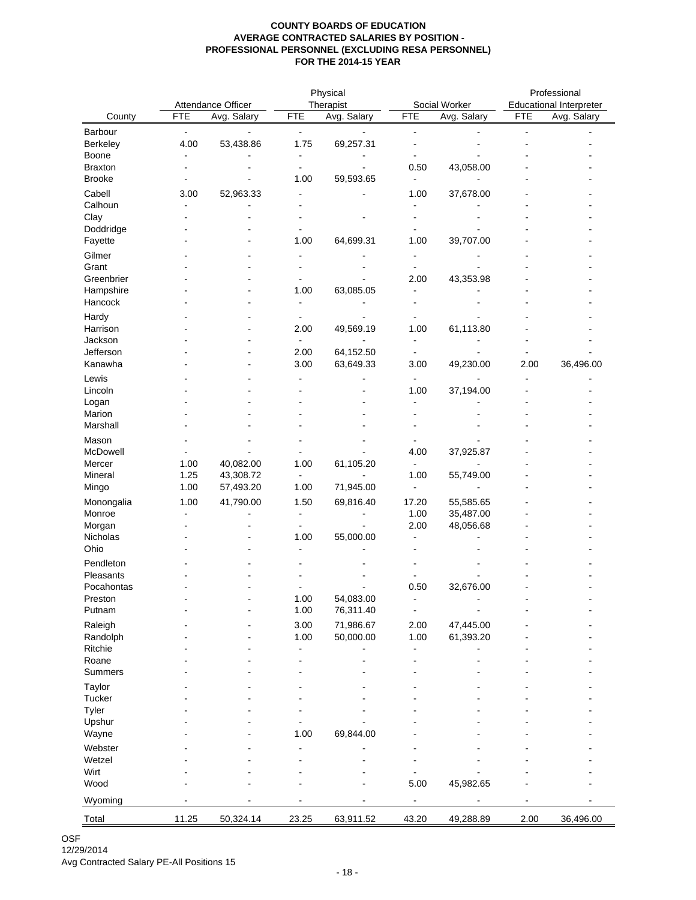**COUNTY BOARDS OF EDUCATION**
**AVERAGE CONTRACTED SALARIES BY POSITION -**
**PROFESSIONAL PERSONNEL (EXCLUDING RESA PERSONNEL)**
**FOR THE 2014-15 YEAR**

| County | Attendance Officer | | Physical Therapist | | Social Worker | | Professional Educational Interpreter | |
|---|---|---|---|---|---|---|---|---|
| | FTE | Avg. Salary | FTE | Avg. Salary | FTE | Avg. Salary | FTE | Avg. Salary |
| Barbour | - | - | - | - | - | - | - | - |
| Berkeley | 4.00 | 53,438.86 | 1.75 | 69,257.31 | - | - | - | - |
| Boone | - | - | - | - | - | - | - | - |
| Braxton | - | - | - | - | 0.50 | 43,058.00 | - | - |
| Brooke | - | - | 1.00 | 59,593.65 | - | - | - | - |
| Cabell | 3.00 | 52,963.33 | - | - | 1.00 | 37,678.00 | - | - |
| Calhoun | - | - | - | - | - | - | - | - |
| Clay | - | - | - | - | - | - | - | - |
| Doddridge | - | - | - | - | - | - | - | - |
| Fayette | - | - | 1.00 | 64,699.31 | 1.00 | 39,707.00 | - | - |
| Gilmer | - | - | - | - | - | - | - | - |
| Grant | - | - | - | - | - | - | - | - |
| Greenbrier | - | - | - | - | 2.00 | 43,353.98 | - | - |
| Hampshire | - | - | 1.00 | 63,085.05 | - | - | - | - |
| Hancock | - | - | - | - | - | - | - | - |
| Hardy | - | - | - | - | - | - | - | - |
| Harrison | - | - | 2.00 | 49,569.19 | 1.00 | 61,113.80 | - | - |
| Jackson | - | - | - | - | - | - | - | - |
| Jefferson | - | - | 2.00 | 64,152.50 | - | - | - | - |
| Kanawha | - | - | 3.00 | 63,649.33 | 3.00 | 49,230.00 | 2.00 | 36,496.00 |
| Lewis | - | - | - | - | - | - | - | - |
| Lincoln | - | - | - | - | 1.00 | 37,194.00 | - | - |
| Logan | - | - | - | - | - | - | - | - |
| Marion | - | - | - | - | - | - | - | - |
| Marshall | - | - | - | - | - | - | - | - |
| Mason | - | - | - | - | - | - | - | - |
| McDowell | - | - | - | - | 4.00 | 37,925.87 | - | - |
| Mercer | 1.00 | 40,082.00 | 1.00 | 61,105.20 | - | - | - | - |
| Mineral | 1.25 | 43,308.72 | - | - | 1.00 | 55,749.00 | - | - |
| Mingo | 1.00 | 57,493.20 | 1.00 | 71,945.00 | - | - | - | - |
| Monongalia | 1.00 | 41,790.00 | 1.50 | 69,816.40 | 17.20 | 55,585.65 | - | - |
| Monroe | - | - | - | - | 1.00 | 35,487.00 | - | - |
| Morgan | - | - | - | - | 2.00 | 48,056.68 | - | - |
| Nicholas | - | - | 1.00 | 55,000.00 | - | - | - | - |
| Ohio | - | - | - | - | - | - | - | - |
| Pendleton | - | - | - | - | - | - | - | - |
| Pleasants | - | - | - | - | - | - | - | - |
| Pocahontas | - | - | - | - | 0.50 | 32,676.00 | - | - |
| Preston | - | - | 1.00 | 54,083.00 | - | - | - | - |
| Putnam | - | - | 1.00 | 76,311.40 | - | - | - | - |
| Raleigh | - | - | 3.00 | 71,986.67 | 2.00 | 47,445.00 | - | - |
| Randolph | - | - | 1.00 | 50,000.00 | 1.00 | 61,393.20 | - | - |
| Ritchie | - | - | - | - | - | - | - | - |
| Roane | - | - | - | - | - | - | - | - |
| Summers | - | - | - | - | - | - | - | - |
| Taylor | - | - | - | - | - | - | - | - |
| Tucker | - | - | - | - | - | - | - | - |
| Tyler | - | - | - | - | - | - | - | - |
| Upshur | - | - | - | - | - | - | - | - |
| Wayne | - | - | 1.00 | 69,844.00 | - | - | - | - |
| Webster | - | - | - | - | - | - | - | - |
| Wetzel | - | - | - | - | - | - | - | - |
| Wirt | - | - | - | - | - | - | - | - |
| Wood | - | - | - | - | 5.00 | 45,982.65 | - | - |
| Wyoming | - | - | - | - | - | - | - | - |
| Total | 11.25 | 50,324.14 | 23.25 | 63,911.52 | 43.20 | 49,288.89 | 2.00 | 36,496.00 |

OSF
12/29/2014
Avg Contracted Salary PE-All Positions 15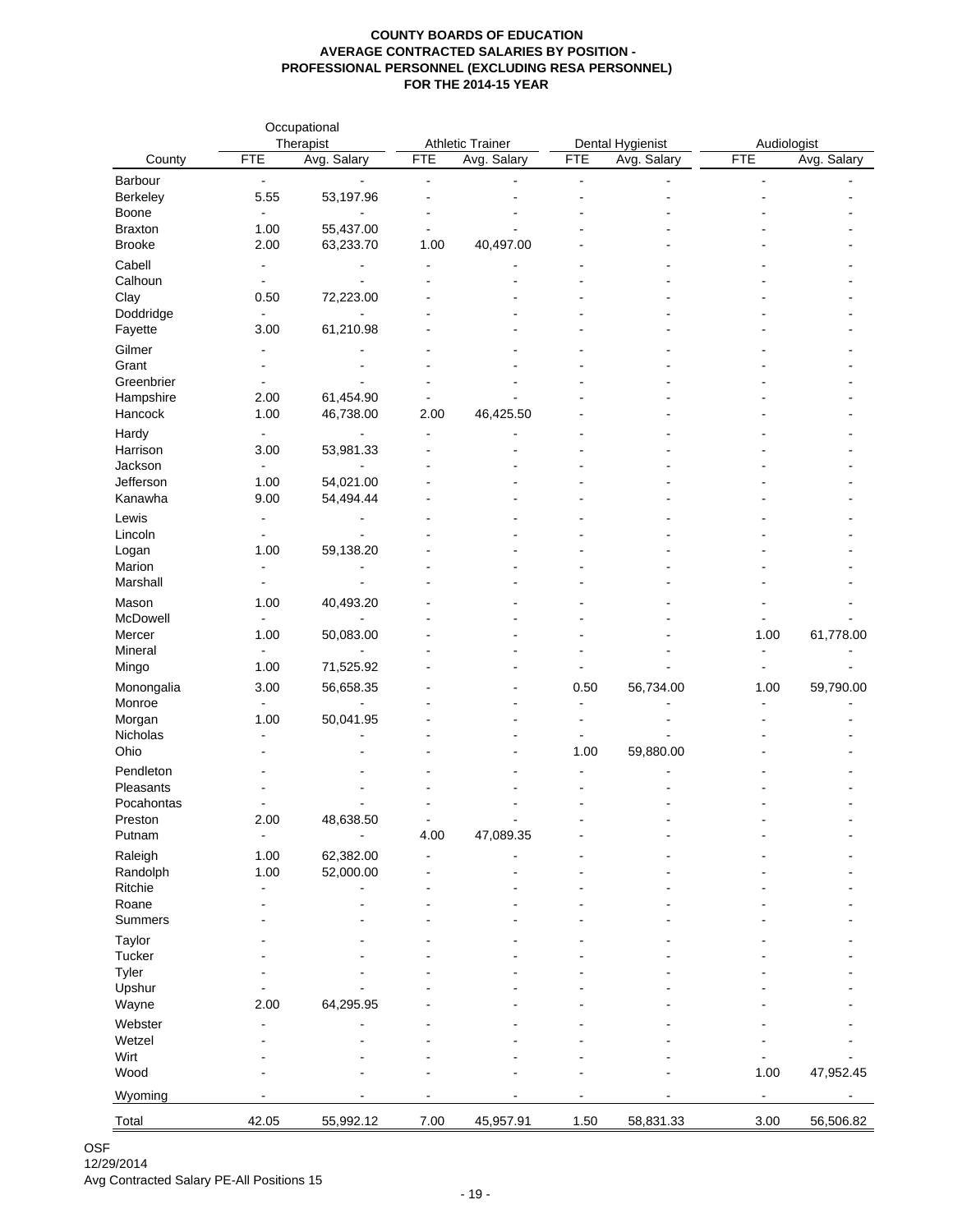**COUNTY BOARDS OF EDUCATION**
**AVERAGE CONTRACTED SALARIES BY POSITION -**
**PROFESSIONAL PERSONNEL (EXCLUDING RESA PERSONNEL)**
**FOR THE 2014-15 YEAR**

| | Occupational Therapist | | Athletic Trainer | | Dental Hygienist | | Audiologist | |
|---|---|---|---|---|---|---|---|---|
| County | FTE | Avg. Salary | FTE | Avg. Salary | FTE | Avg. Salary | FTE | Avg. Salary |
| Barbour | - | - | - | - | - | - | - | - |
| Berkeley | 5.55 | 53,197.96 | - | - | - | - | - | - |
| Boone | - | - | - | - | - | - | - | - |
| Braxton | 1.00 | 55,437.00 | - | - | - | - | - | - |
| Brooke | 2.00 | 63,233.70 | 1.00 | 40,497.00 | - | - | - | - |
| Cabell | - | - | - | - | - | - | - | - |
| Calhoun | - | - | - | - | - | - | - | - |
| Clay | 0.50 | 72,223.00 | - | - | - | - | - | - |
| Doddridge | - | - | - | - | - | - | - | - |
| Fayette | 3.00 | 61,210.98 | - | - | - | - | - | - |
| Gilmer | - | - | - | - | - | - | - | - |
| Grant | - | - | - | - | - | - | - | - |
| Greenbrier | - | - | - | - | - | - | - | - |
| Hampshire | 2.00 | 61,454.90 | - | - | - | - | - | - |
| Hancock | 1.00 | 46,738.00 | 2.00 | 46,425.50 | - | - | - | - |
| Hardy | - | - | - | - | - | - | - | - |
| Harrison | 3.00 | 53,981.33 | - | - | - | - | - | - |
| Jackson | - | - | - | - | - | - | - | - |
| Jefferson | 1.00 | 54,021.00 | - | - | - | - | - | - |
| Kanawha | 9.00 | 54,494.44 | - | - | - | - | - | - |
| Lewis | - | - | - | - | - | - | - | - |
| Lincoln | - | - | - | - | - | - | - | - |
| Logan | 1.00 | 59,138.20 | - | - | - | - | - | - |
| Marion | - | - | - | - | - | - | - | - |
| Marshall | - | - | - | - | - | - | - | - |
| Mason | 1.00 | 40,493.20 | - | - | - | - | - | - |
| McDowell | - | - | - | - | - | - | - | - |
| Mercer | 1.00 | 50,083.00 | - | - | - | - | 1.00 | 61,778.00 |
| Mineral | - | - | - | - | - | - | - | - |
| Mingo | 1.00 | 71,525.92 | - | - | - | - | - | - |
| Monongalia | 3.00 | 56,658.35 | - | - | 0.50 | 56,734.00 | 1.00 | 59,790.00 |
| Monroe | - | - | - | - | - | - | - | - |
| Morgan | 1.00 | 50,041.95 | - | - | - | - | - | - |
| Nicholas | - | - | - | - | - | - | - | - |
| Ohio | - | - | - | - | 1.00 | 59,880.00 | - | - |
| Pendleton | - | - | - | - | - | - | - | - |
| Pleasants | - | - | - | - | - | - | - | - |
| Pocahontas | - | - | - | - | - | - | - | - |
| Preston | 2.00 | 48,638.50 | - | - | - | - | - | - |
| Putnam | - | - | 4.00 | 47,089.35 | - | - | - | - |
| Raleigh | 1.00 | 62,382.00 | - | - | - | - | - | - |
| Randolph | 1.00 | 52,000.00 | - | - | - | - | - | - |
| Ritchie | - | - | - | - | - | - | - | - |
| Roane | - | - | - | - | - | - | - | - |
| Summers | - | - | - | - | - | - | - | - |
| Taylor | - | - | - | - | - | - | - | - |
| Tucker | - | - | - | - | - | - | - | - |
| Tyler | - | - | - | - | - | - | - | - |
| Upshur | - | - | - | - | - | - | - | - |
| Wayne | 2.00 | 64,295.95 | - | - | - | - | - | - |
| Webster | - | - | - | - | - | - | - | - |
| Wetzel | - | - | - | - | - | - | - | - |
| Wirt | - | - | - | - | - | - | - | - |
| Wood | - | - | - | - | - | - | 1.00 | 47,952.45 |
| Wyoming | - | - | - | - | - | - | - | - |
| Total | 42.05 | 55,992.12 | 7.00 | 45,957.91 | 1.50 | 58,831.33 | 3.00 | 56,506.82 |

OSF
12/29/2014
Avg Contracted Salary PE-All Positions 15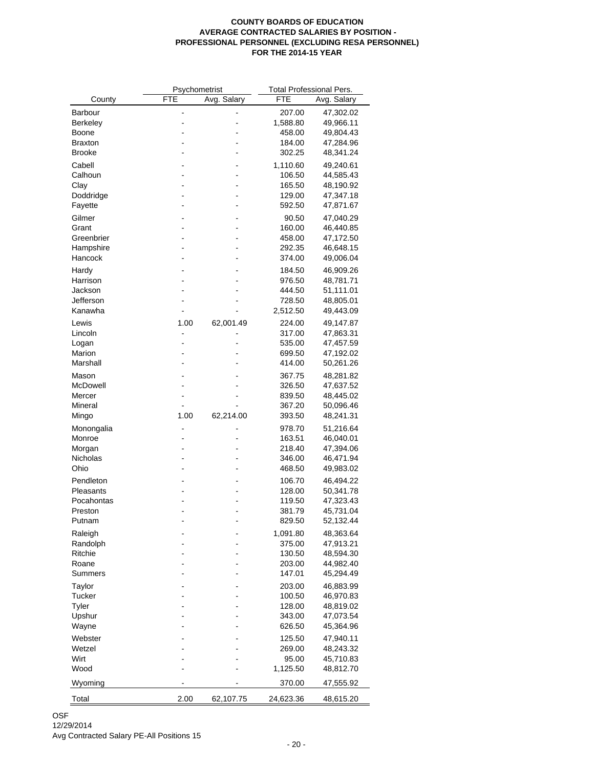**COUNTY BOARDS OF EDUCATION**
**AVERAGE CONTRACTED SALARIES BY POSITION -**
**PROFESSIONAL PERSONNEL (EXCLUDING RESA PERSONNEL)**
**FOR THE 2014-15 YEAR**

| | Psychometrist | | Total Professional Pers. | |
|---|---|---|---|---|
| County | FTE | Avg. Salary | FTE | Avg. Salary |
| Barbour | - | - | 207.00 | 47,302.02 |
| Berkeley | - | - | 1,588.80 | 49,966.11 |
| Boone | - | - | 458.00 | 49,804.43 |
| Braxton | - | - | 184.00 | 47,284.96 |
| Brooke | - | - | 302.25 | 48,341.24 |
| Cabell | - | - | 1,110.60 | 49,240.61 |
| Calhoun | - | - | 106.50 | 44,585.43 |
| Clay | - | - | 165.50 | 48,190.92 |
| Doddridge | - | - | 129.00 | 47,347.18 |
| Fayette | - | - | 592.50 | 47,871.67 |
| Gilmer | - | - | 90.50 | 47,040.29 |
| Grant | - | - | 160.00 | 46,440.85 |
| Greenbrier | - | - | 458.00 | 47,172.50 |
| Hampshire | - | - | 292.35 | 46,648.15 |
| Hancock | - | - | 374.00 | 49,006.04 |
| Hardy | - | - | 184.50 | 46,909.26 |
| Harrison | - | - | 976.50 | 48,781.71 |
| Jackson | - | - | 444.50 | 51,111.01 |
| Jefferson | - | - | 728.50 | 48,805.01 |
| Kanawha | - | - | 2,512.50 | 49,443.09 |
| Lewis | 1.00 | 62,001.49 | 224.00 | 49,147.87 |
| Lincoln | - | - | 317.00 | 47,863.31 |
| Logan | - | - | 535.00 | 47,457.59 |
| Marion | - | - | 699.50 | 47,192.02 |
| Marshall | - | - | 414.00 | 50,261.26 |
| Mason | - | - | 367.75 | 48,281.82 |
| McDowell | - | - | 326.50 | 47,637.52 |
| Mercer | - | - | 839.50 | 48,445.02 |
| Mineral | - | - | 367.20 | 50,096.46 |
| Mingo | 1.00 | 62,214.00 | 393.50 | 48,241.31 |
| Monongalia | - | - | 978.70 | 51,216.64 |
| Monroe | - | - | 163.51 | 46,040.01 |
| Morgan | - | - | 218.40 | 47,394.06 |
| Nicholas | - | - | 346.00 | 46,471.94 |
| Ohio | - | - | 468.50 | 49,983.02 |
| Pendleton | - | - | 106.70 | 46,494.22 |
| Pleasants | - | - | 128.00 | 50,341.78 |
| Pocahontas | - | - | 119.50 | 47,323.43 |
| Preston | - | - | 381.79 | 45,731.04 |
| Putnam | - | - | 829.50 | 52,132.44 |
| Raleigh | - | - | 1,091.80 | 48,363.64 |
| Randolph | - | - | 375.00 | 47,913.21 |
| Ritchie | - | - | 130.50 | 48,594.30 |
| Roane | - | - | 203.00 | 44,982.40 |
| Summers | - | - | 147.01 | 45,294.49 |
| Taylor | - | - | 203.00 | 46,883.99 |
| Tucker | - | - | 100.50 | 46,970.83 |
| Tyler | - | - | 128.00 | 48,819.02 |
| Upshur | - | - | 343.00 | 47,073.54 |
| Wayne | - | - | 626.50 | 45,364.96 |
| Webster | - | - | 125.50 | 47,940.11 |
| Wetzel | - | - | 269.00 | 48,243.32 |
| Wirt | - | - | 95.00 | 45,710.83 |
| Wood | - | - | 1,125.50 | 48,812.70 |
| Wyoming | - | - | 370.00 | 47,555.92 |
| Total | 2.00 | 62,107.75 | 24,623.36 | 48,615.20 |

OSF
12/29/2014
Avg Contracted Salary PE-All Positions 15